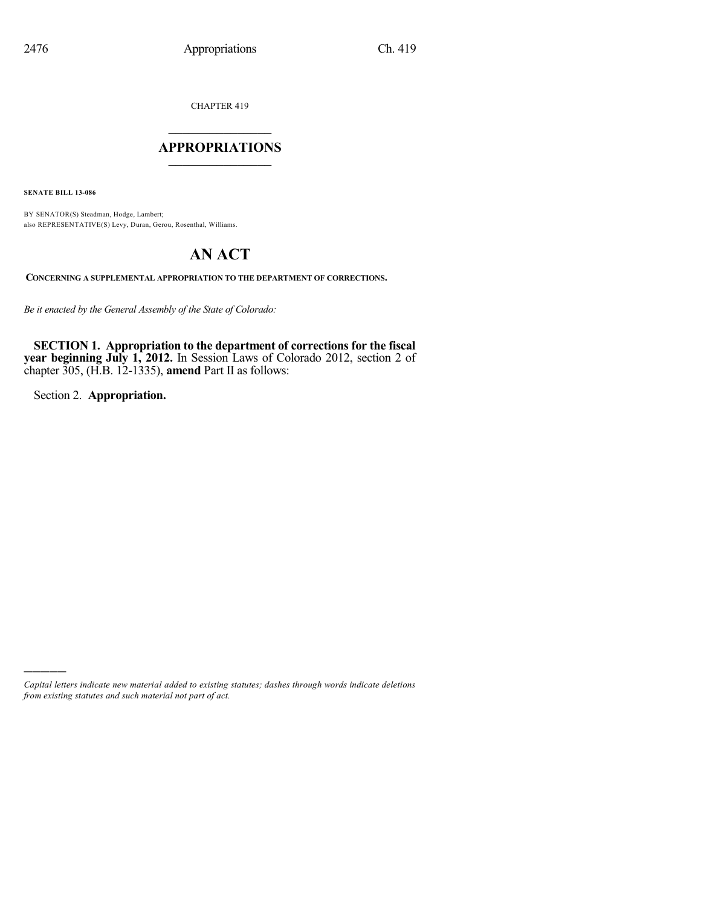CHAPTER 419

# APPROPRIATIONS

**SENATE BILL 13-086**

BY SENATOR(S) Steadman, Hodge, Lambert;
also REPRESENTATIVE(S) Levy, Duran, Gerou, Rosenthal, Williams.

# AN ACT

**CONCERNING A SUPPLEMENTAL APPROPRIATION TO THE DEPARTMENT OF CORRECTIONS.**

*Be it enacted by the General Assembly of the State of Colorado:*

**SECTION 1. Appropriation to the department of corrections for the fiscal year beginning July 1, 2012.** In Session Laws of Colorado 2012, section 2 of chapter 305, (H.B. 12-1335), **amend** Part II as follows:

Section 2. **Appropriation.**

---

*Capital letters indicate new material added to existing statutes; dashes through words indicate deletions from existing statutes and such material not part of act.*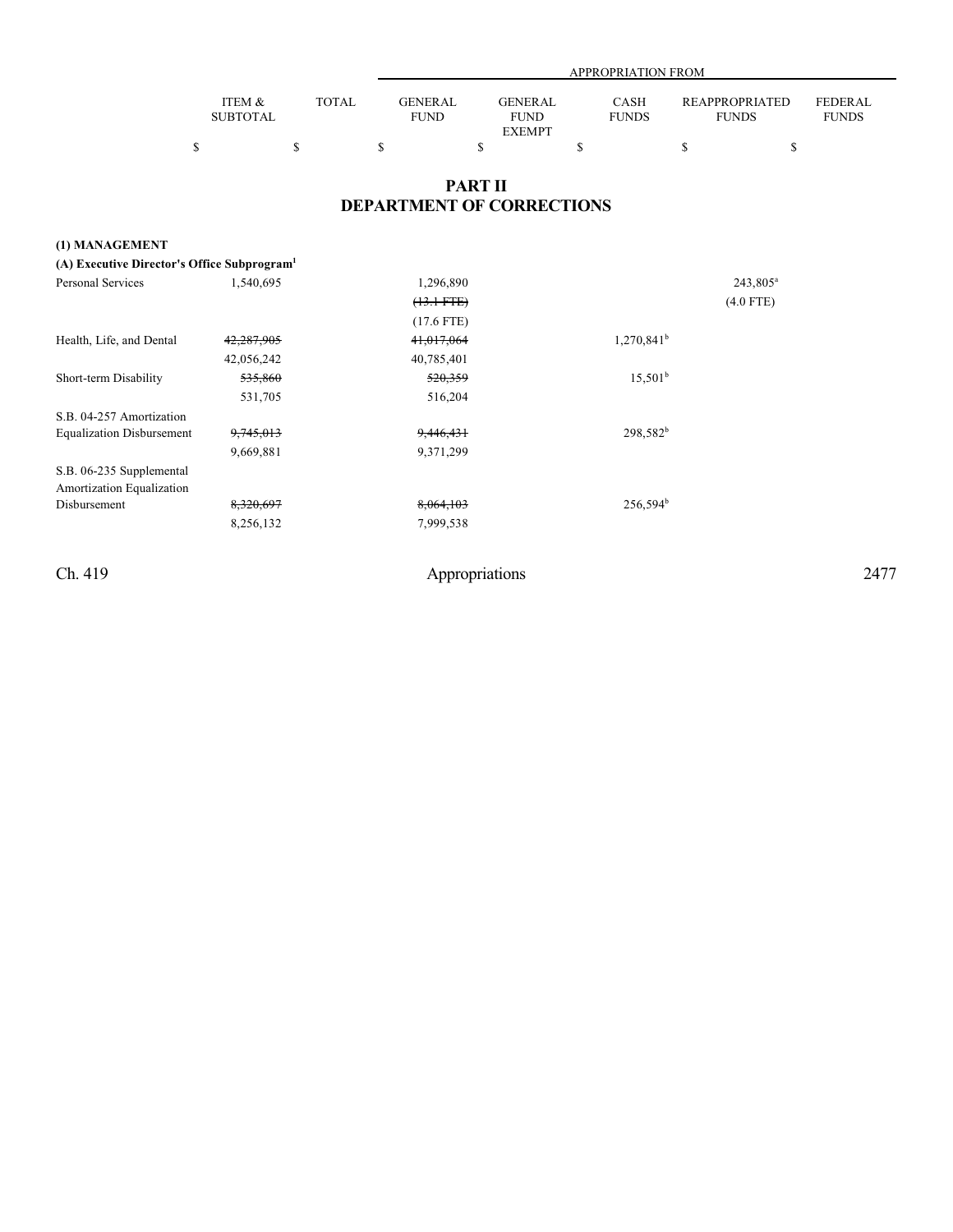## PART II
## DEPARTMENT OF CORRECTIONS

| | ITEM & SUBTOTAL | TOTAL | GENERAL FUND | GENERAL FUND EXEMPT | CASH FUNDS | REAPPROPRIATED FUNDS | FEDERAL FUNDS |
|---|---|---|---|---|---|---|---|
| | $ | $ | $ | $ | $ | $ | $ |
| **(1) MANAGEMENT** | | | | | | | |
| **(A) Executive Director's Office Subprogram**[1] | | | | | | | |
| Personal Services | 1,540,695 | | 1,296,890 | | | 243,805[a] | |
| | | | ~~(13.1 FTE)~~ | | | (4.0 FTE) | |
| | | | (17.6 FTE) | | | | |
| Health, Life, and Dental | ~~42,287,905~~ | | ~~41,017,064~~ | | 1,270,841[b] | | |
| | 42,056,242 | | 40,785,401 | | | | |
| Short-term Disability | ~~535,860~~ | | ~~520,359~~ | | 15,501[b] | | |
| | 531,705 | | 516,204 | | | | |
| S.B. 04-257 Amortization Equalization Disbursement | ~~9,745,013~~ | | ~~9,446,431~~ | | 298,582[b] | | |
| | 9,669,881 | | 9,371,299 | | | | |
| S.B. 06-235 Supplemental Amortization Equalization Disbursement | ~~8,320,697~~ | | ~~8,064,103~~ | | 256,594[b] | | |
| | 8,256,132 | | 7,999,538 | | | | |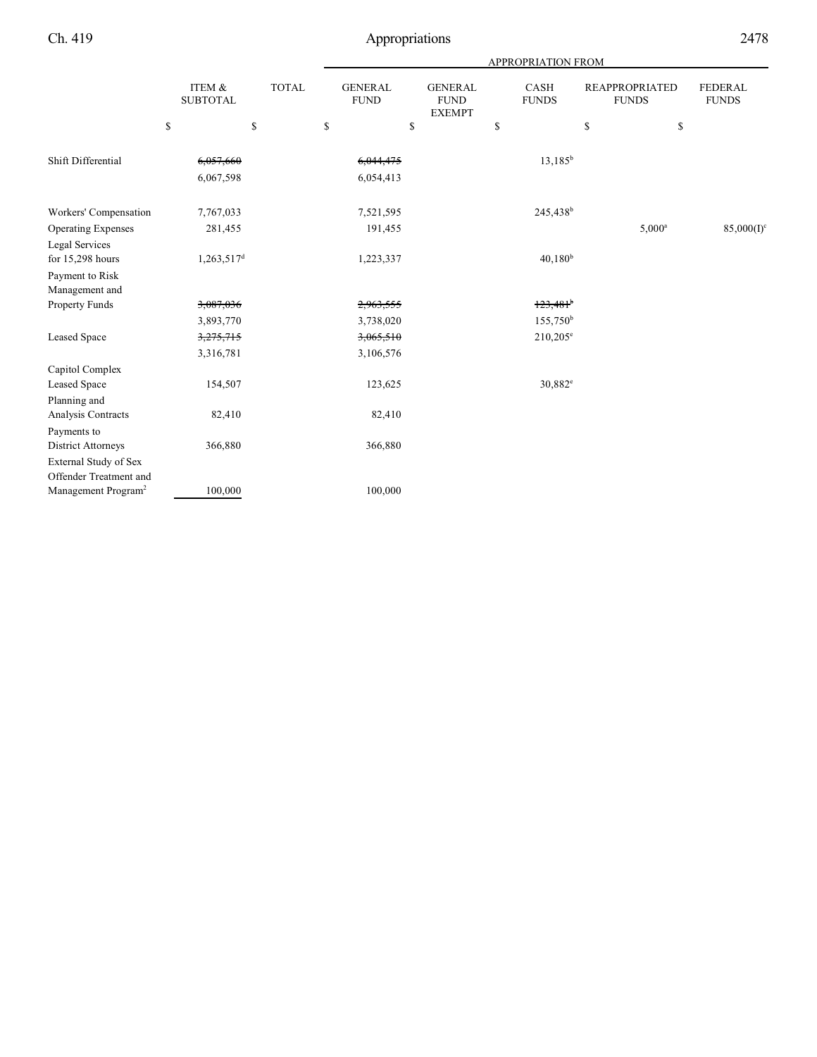| | ITEM & SUBTOTAL | TOTAL | APPROPRIATION FROM GENERAL FUND | GENERAL FUND EXEMPT | CASH FUNDS | REAPPROPRIATED FUNDS | FEDERAL FUNDS |
|---|---|---|---|---|---|---|---|
| | $ | $ | $ | $ | $ | $ | $ |
| Shift Differential | ~~6,057,660~~ | | ~~6,044,475~~ | | 13,185[b] | | |
| | 6,067,598 | | 6,054,413 | | | | |
| Workers' Compensation | 7,767,033 | | 7,521,595 | | 245,438[b] | | |
| Operating Expenses | 281,455 | | 191,455 | | | 5,000[a] | 85,000(I)[c] |
| Legal Services for 15,298 hours | 1,263,517[d] | | 1,223,337 | | 40,180[b] | | |
| Payment to Risk Management and Property Funds | ~~3,087,036~~ | | ~~2,963,555~~ | | ~~123,481~~[b] | | |
| | 3,893,770 | | 3,738,020 | | 155,750[b] | | |
| Leased Space | ~~3,275,715~~ | | ~~3,065,510~~ | | 210,205[e] | | |
| | 3,316,781 | | 3,106,576 | | | | |
| Capitol Complex Leased Space | 154,507 | | 123,625 | | 30,882[e] | | |
| Planning and Analysis Contracts | 82,410 | | 82,410 | | | | |
| Payments to District Attorneys | 366,880 | | 366,880 | | | | |
| External Study of Sex Offender Treatment and Management Program[2] | 100,000 | | 100,000 | | | | |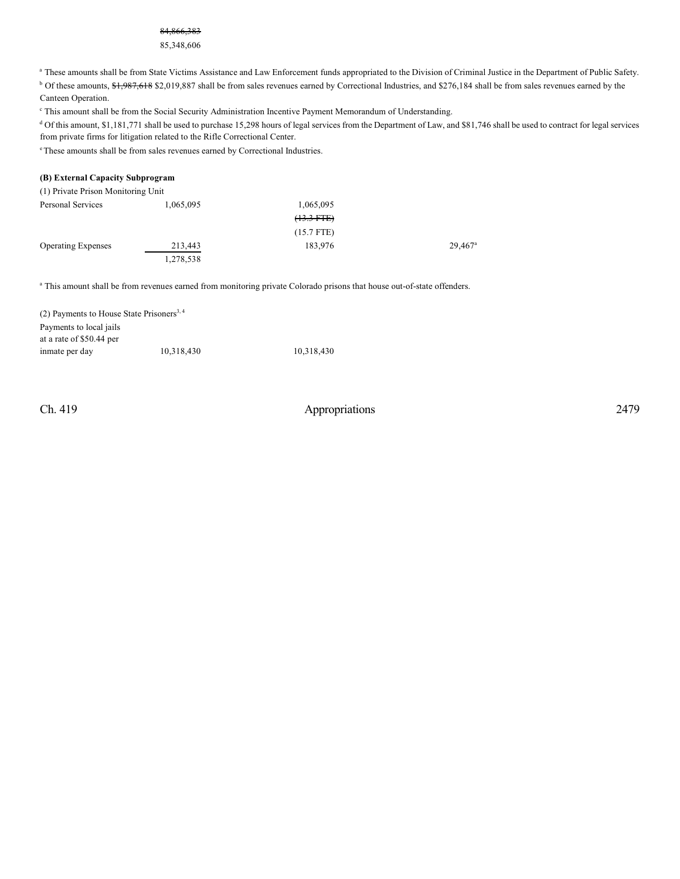~~84,866,383~~
85,348,606

[a] These amounts shall be from State Victims Assistance and Law Enforcement funds appropriated to the Division of Criminal Justice in the Department of Public Safety.
[b] Of these amounts, ~~$1,987,618~~ $2,019,887 shall be from sales revenues earned by Correctional Industries, and $276,184 shall be from sales revenues earned by the Canteen Operation.
[c] This amount shall be from the Social Security Administration Incentive Payment Memorandum of Understanding.
[d] Of this amount, $1,181,771 shall be used to purchase 15,298 hours of legal services from the Department of Law, and $81,746 shall be used to contract for legal services from private firms for litigation related to the Rifle Correctional Center.
[e] These amounts shall be from sales revenues earned by Correctional Industries.

**(B) External Capacity Subprogram**

(1) Private Prison Monitoring Unit

| | | | |
|---|---|---|---|
| Personal Services | 1,065,095 | 1,065,095 | |
| | | ~~(13.3 FTE)~~ | |
| | | (15.7 FTE) | |
| Operating Expenses | 213,443 | 183,976 | 29,467[a] |
| | 1,278,538 | | |

[a] This amount shall be from revenues earned from monitoring private Colorado prisons that house out-of-state offenders.

(2) Payments to House State Prisoners[3, 4]

| | | |
|---|---|---|
| Payments to local jails at a rate of $50.44 per inmate per day | 10,318,430 | 10,318,430 |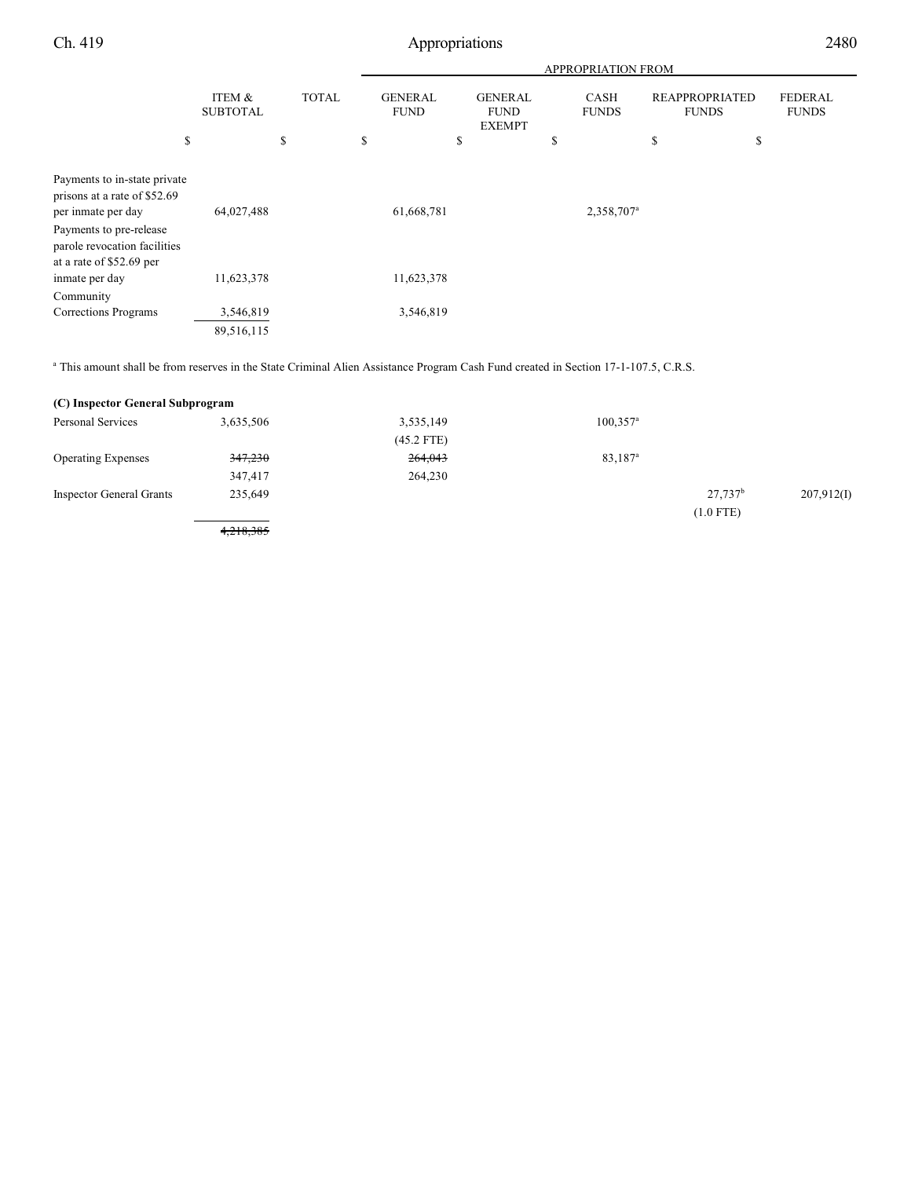| | ITEM & SUBTOTAL | TOTAL | APPROPRIATION FROM GENERAL FUND | GENERAL FUND EXEMPT | CASH FUNDS | REAPPROPRIATED FUNDS | FEDERAL FUNDS |
|---|---|---|---|---|---|---|---|
| | $ | $ | $ | $ | $ | $ | $ |
| Payments to in-state private prisons at a rate of $52.69 per inmate per day | 64,027,488 | | 61,668,781 | | 2,358,707[a] | | |
| Payments to pre-release parole revocation facilities at a rate of $52.69 per inmate per day | 11,623,378 | | 11,623,378 | | | | |
| Community Corrections Programs | 3,546,819 | | 3,546,819 | | | | |
| | 89,516,115 | | | | | | |

[a] This amount shall be from reserves in the State Criminal Alien Assistance Program Cash Fund created in Section 17-1-107.5, C.R.S.

**(C) Inspector General Subprogram**

| | ITEM & SUBTOTAL | TOTAL | GENERAL FUND | GENERAL FUND EXEMPT | CASH FUNDS | REAPPROPRIATED FUNDS | FEDERAL FUNDS |
|---|---|---|---|---|---|---|---|
| Personal Services | 3,635,506 | | 3,535,149 (45.2 FTE) | | 100,357[a] | | |
| Operating Expenses | ~~347,230~~ 347,417 | | ~~264,043~~ 264,230 | | 83,187[a] | | |
| Inspector General Grants | 235,649 | | | | | 27,737[b] (1.0 FTE) | 207,912(I) |
| | ~~4,218,385~~ | | | | | | |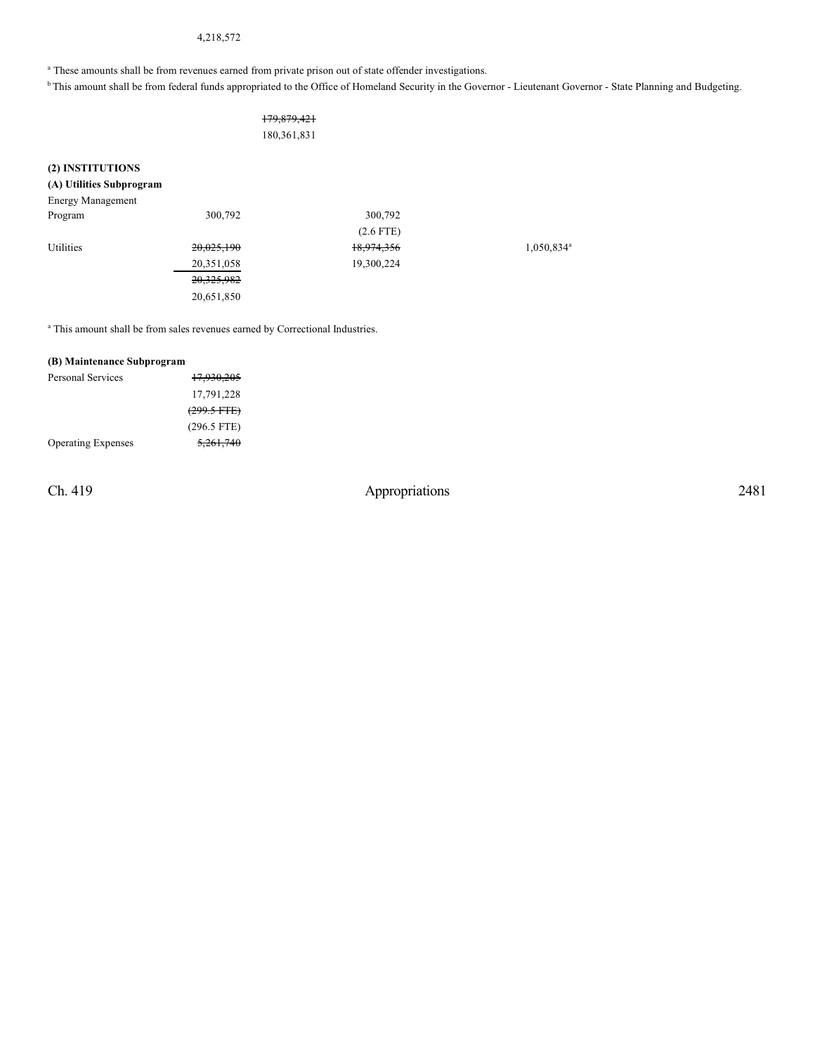4,218,572

[a] These amounts shall be from revenues earned from private prison out of state offender investigations.

[b] This amount shall be from federal funds appropriated to the Office of Homeland Security in the Governor - Lieutenant Governor - State Planning and Budgeting.

| | | | | |
|---|---|---|---|---|
| | | ~~179,879,421~~ | | |
| | | 180,361,831 | | |

**(2) INSTITUTIONS**

**(A) Utilities Subprogram**

| | | | | |
|---|---|---|---|---|
| Energy Management Program | 300,792 | 300,792 | | |
| | | (2.6 FTE) | | |
| Utilities | ~~20,025,190~~ | ~~18,974,356~~ | | 1,050,834[a] |
| | 20,351,058 | 19,300,224 | | |
| | ~~20,325,982~~ | | | |
| | 20,651,850 | | | |

[a] This amount shall be from sales revenues earned by Correctional Industries.

**(B) Maintenance Subprogram**

| | |
|---|---|
| Personal Services | ~~17,930,205~~ |
| | 17,791,228 |
| | ~~(299.5 FTE)~~ |
| | (296.5 FTE) |
| Operating Expenses | ~~5,261,740~~ |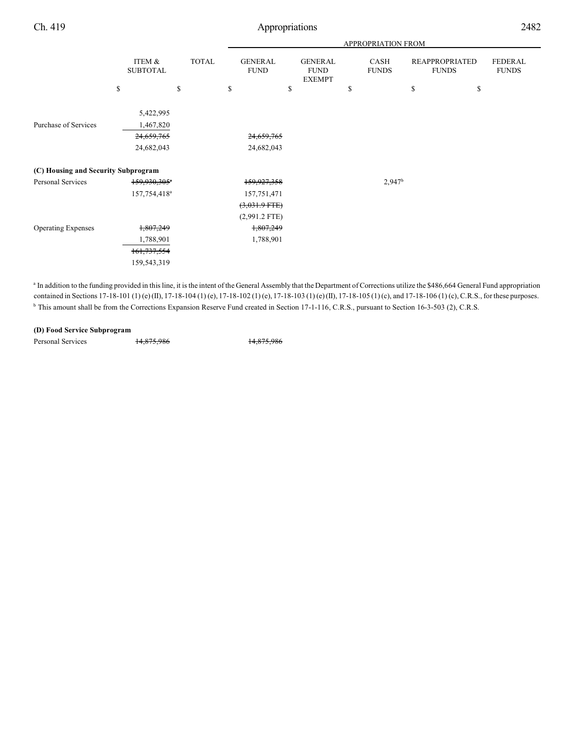| | ITEM & SUBTOTAL | TOTAL | GENERAL FUND | GENERAL FUND EXEMPT | CASH FUNDS | REAPPROPRIATED FUNDS | FEDERAL FUNDS |
|---|---|---|---|---|---|---|---|
| | $ | $ | $ | $ | $ | $ | $ |
| | 5,422,995 | | | | | | |
| Purchase of Services | 1,467,820 | | | | | | |
| | ~~24,659,765~~ | | ~~24,659,765~~ | | | | |
| | 24,682,043 | | 24,682,043 | | | | |
| **(C) Housing and Security Subprogram** | | | | | | | |
| Personal Services | ~~159,930,305~~[a] | | ~~159,927,358~~ | | 2,947[b] | | |
| | 157,754,418[a] | | 157,751,471 | | | | |
| | | | ~~(3,031.9 FTE)~~ | | | | |
| | | | (2,991.2 FTE) | | | | |
| Operating Expenses | ~~1,807,249~~ | | ~~1,807,249~~ | | | | |
| | 1,788,901 | | 1,788,901 | | | | |
| | ~~161,737,554~~ | | | | | | |
| | 159,543,319 | | | | | | |

[a] In addition to the funding provided in this line, it is the intent of the General Assembly that the Department of Corrections utilize the $486,664 General Fund appropriation contained in Sections 17-18-101 (1) (e) (II), 17-18-104 (1) (e), 17-18-102 (1) (e), 17-18-103 (1) (e) (II), 17-18-105 (1) (c), and 17-18-106 (1) (c), C.R.S., for these purposes.

[b] This amount shall be from the Corrections Expansion Reserve Fund created in Section 17-1-116, C.R.S., pursuant to Section 16-3-503 (2), C.R.S.

| | ITEM & SUBTOTAL | TOTAL | GENERAL FUND | GENERAL FUND EXEMPT | CASH FUNDS | REAPPROPRIATED FUNDS | FEDERAL FUNDS |
|---|---|---|---|---|---|---|---|
| **(D) Food Service Subprogram** | | | | | | | |
| Personal Services | ~~14,875,986~~ | | ~~14,875,986~~ | | | | |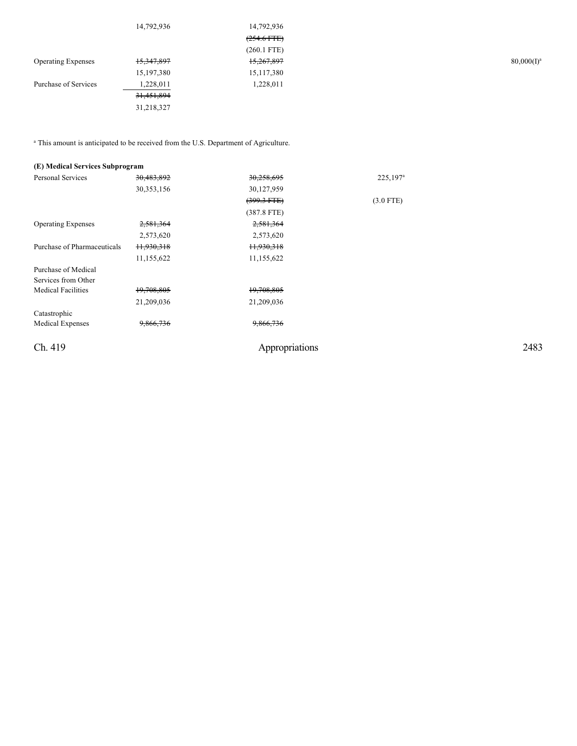| | | | | |
|---|---|---|---|---|
| | 14,792,936 | 14,792,936 | | |
| | | ~~(254.6 FTE)~~ | | |
| | | (260.1 FTE) | | |
| Operating Expenses | ~~15,347,897~~ | ~~15,267,897~~ | | 80,000(I)[a] |
| | 15,197,380 | 15,117,380 | | |
| Purchase of Services | 1,228,011 | 1,228,011 | | |
| | ~~31,451,894~~ | | | |
| | 31,218,327 | | | |

[a] This amount is anticipated to be received from the U.S. Department of Agriculture.

**(E) Medical Services Subprogram**

| | | | | |
|---|---|---|---|---|
| Personal Services | ~~30,483,892~~ | ~~30,258,695~~ | 225,197[a] | |
| | 30,353,156 | 30,127,959 | | |
| | | ~~(399.3 FTE)~~ | (3.0 FTE) | |
| | | (387.8 FTE) | | |
| Operating Expenses | ~~2,581,364~~ | ~~2,581,364~~ | | |
| | 2,573,620 | 2,573,620 | | |
| Purchase of Pharmaceuticals | ~~11,930,318~~ | ~~11,930,318~~ | | |
| | 11,155,622 | 11,155,622 | | |
| Purchase of Medical Services from Other Medical Facilities | ~~19,708,805~~ | ~~19,708,805~~ | | |
| | 21,209,036 | 21,209,036 | | |
| Catastrophic Medical Expenses | ~~9,866,736~~ | ~~9,866,736~~ | | |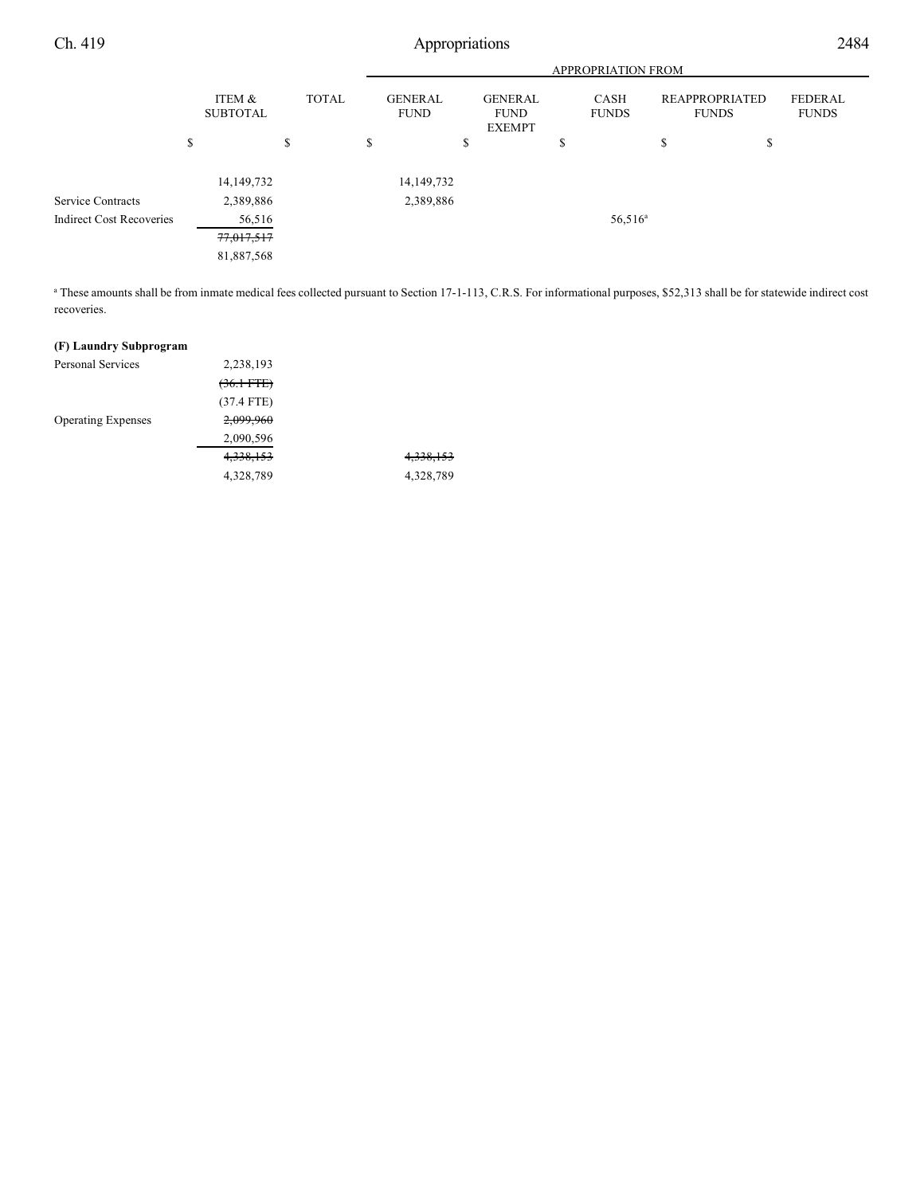| | ITEM & SUBTOTAL | TOTAL | APPROPRIATION FROM | | | | |
|---|---|---|---|---|---|---|---|
| | | | GENERAL FUND | GENERAL FUND EXEMPT | CASH FUNDS | REAPPROPRIATED FUNDS | FEDERAL FUNDS |
| | $ | $ | $ | $ | $ | $ | $ |
| | 14,149,732 | | 14,149,732 | | | | |
| Service Contracts | 2,389,886 | | 2,389,886 | | | | |
| Indirect Cost Recoveries | 56,516 | | | | 56,516[a] | | |
| | ~~77,017,517~~ | | | | | | |
| | 81,887,568 | | | | | | |

[a] These amounts shall be from inmate medical fees collected pursuant to Section 17-1-113, C.R.S. For informational purposes, $52,313 shall be for statewide indirect cost recoveries.

**(F) Laundry Subprogram**

| | ITEM & SUBTOTAL | TOTAL | GENERAL FUND | GENERAL FUND EXEMPT | CASH FUNDS | REAPPROPRIATED FUNDS | FEDERAL FUNDS |
|---|---|---|---|---|---|---|---|
| Personal Services | 2,238,193 | | | | | | |
| | ~~(36.1 FTE)~~ | | | | | | |
| | (37.4 FTE) | | | | | | |
| Operating Expenses | ~~2,099,960~~ | | | | | | |
| | 2,090,596 | | | | | | |
| | ~~4,338,153~~ | | ~~4,338,153~~ | | | | |
| | 4,328,789 | | 4,328,789 | | | | |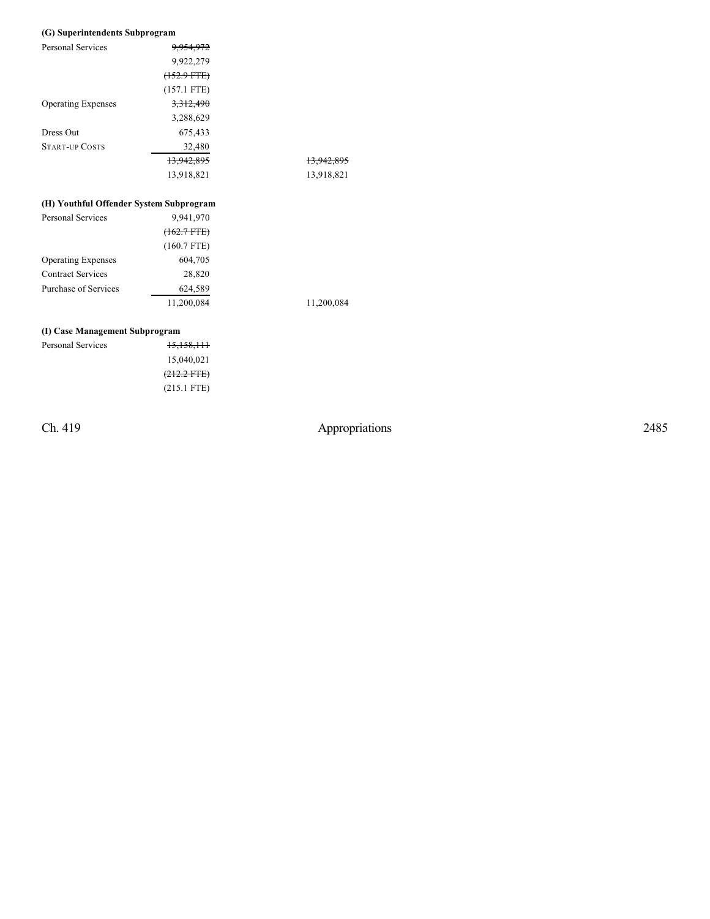**(G) Superintendents Subprogram**

| | | |
|---|---|---|
| Personal Services | ~~9,954,972~~ | |
| | 9,922,279 | |
| | ~~(152.9 FTE)~~ | |
| | (157.1 FTE) | |
| Operating Expenses | ~~3,312,490~~ | |
| | 3,288,629 | |
| Dress Out | 675,433 | |
| START-UP COSTS | 32,480 | |
| | ~~13,942,895~~ | ~~13,942,895~~ |
| | 13,918,821 | 13,918,821 |

**(H) Youthful Offender System Subprogram**

| | | |
|---|---|---|
| Personal Services | 9,941,970 | |
| | ~~(162.7 FTE)~~ | |
| | (160.7 FTE) | |
| Operating Expenses | 604,705 | |
| Contract Services | 28,820 | |
| Purchase of Services | 624,589 | |
| | 11,200,084 | 11,200,084 |

**(I) Case Management Subprogram**

| | |
|---|---|
| Personal Services | ~~15,158,111~~ |
| | 15,040,021 |
| | ~~(212.2 FTE)~~ |
| | (215.1 FTE) |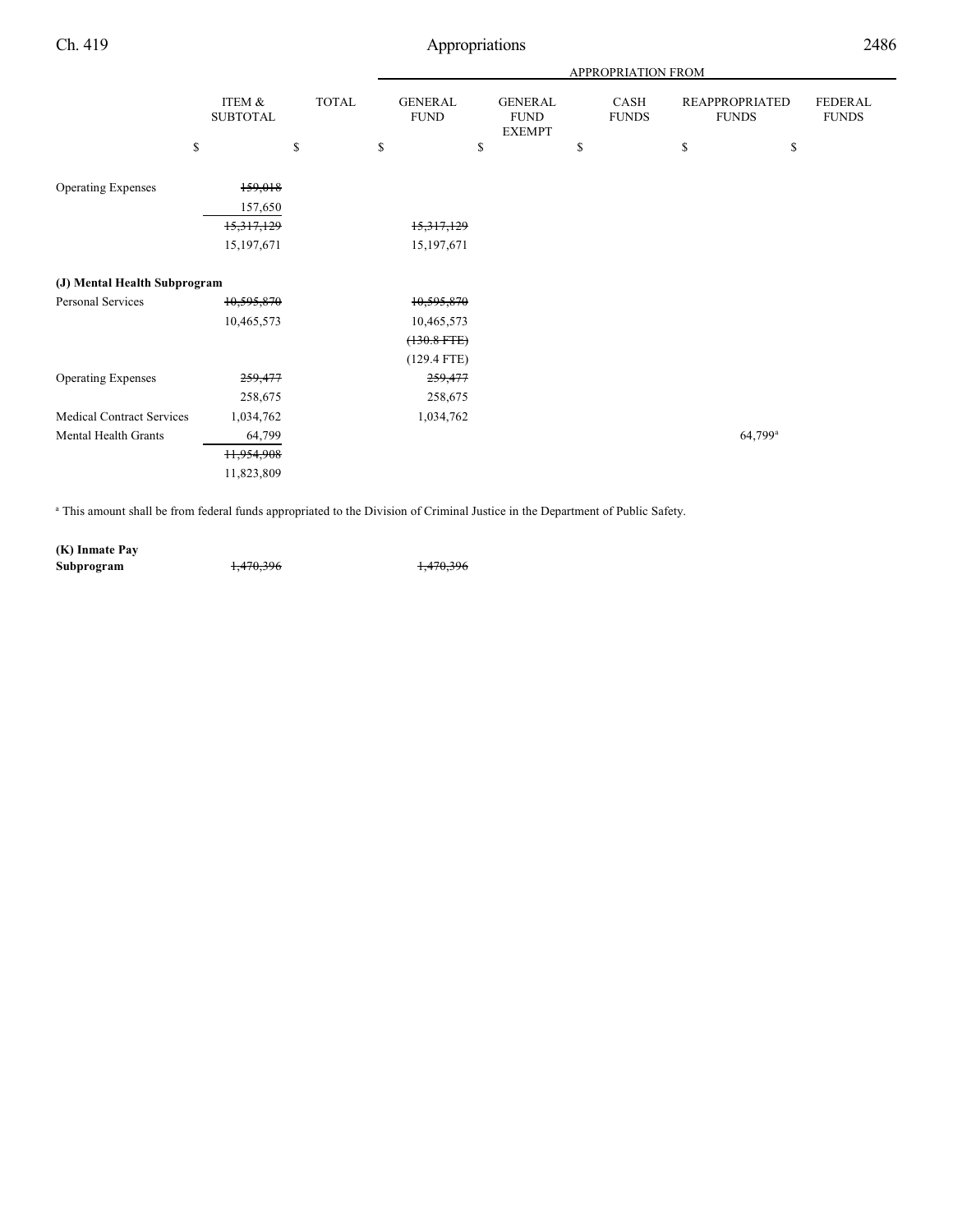| | ITEM & SUBTOTAL | TOTAL | APPROPRIATION FROM GENERAL FUND | GENERAL FUND EXEMPT | CASH FUNDS | REAPPROPRIATED FUNDS | FEDERAL FUNDS |
|---|---|---|---|---|---|---|---|
| | $ | $ | $ | $ | $ | $ | $ |
| Operating Expenses | ~~159,018~~ | | | | | | |
| | 157,650 | | | | | | |
| | ~~15,317,129~~ | | ~~15,317,129~~ | | | | |
| | 15,197,671 | | 15,197,671 | | | | |
| **(J) Mental Health Subprogram** | | | | | | | |
| Personal Services | ~~10,595,870~~ | | ~~10,595,870~~ | | | | |
| | 10,465,573 | | 10,465,573 | | | | |
| | | | ~~(130.8 FTE)~~ | | | | |
| | | | (129.4 FTE) | | | | |
| Operating Expenses | ~~259,477~~ | | ~~259,477~~ | | | | |
| | 258,675 | | 258,675 | | | | |
| Medical Contract Services | 1,034,762 | | 1,034,762 | | | | |
| Mental Health Grants | 64,799 | | | | | 64,799[a] | |
| | ~~11,954,908~~ | | | | | | |
| | 11,823,809 | | | | | | |

[a] This amount shall be from federal funds appropriated to the Division of Criminal Justice in the Department of Public Safety.

| | ITEM & SUBTOTAL | TOTAL | GENERAL FUND | GENERAL FUND EXEMPT | CASH FUNDS | REAPPROPRIATED FUNDS | FEDERAL FUNDS |
|---|---|---|---|---|---|---|---|
| **(K) Inmate Pay Subprogram** | ~~1,470,396~~ | | ~~1,470,396~~ | | | | |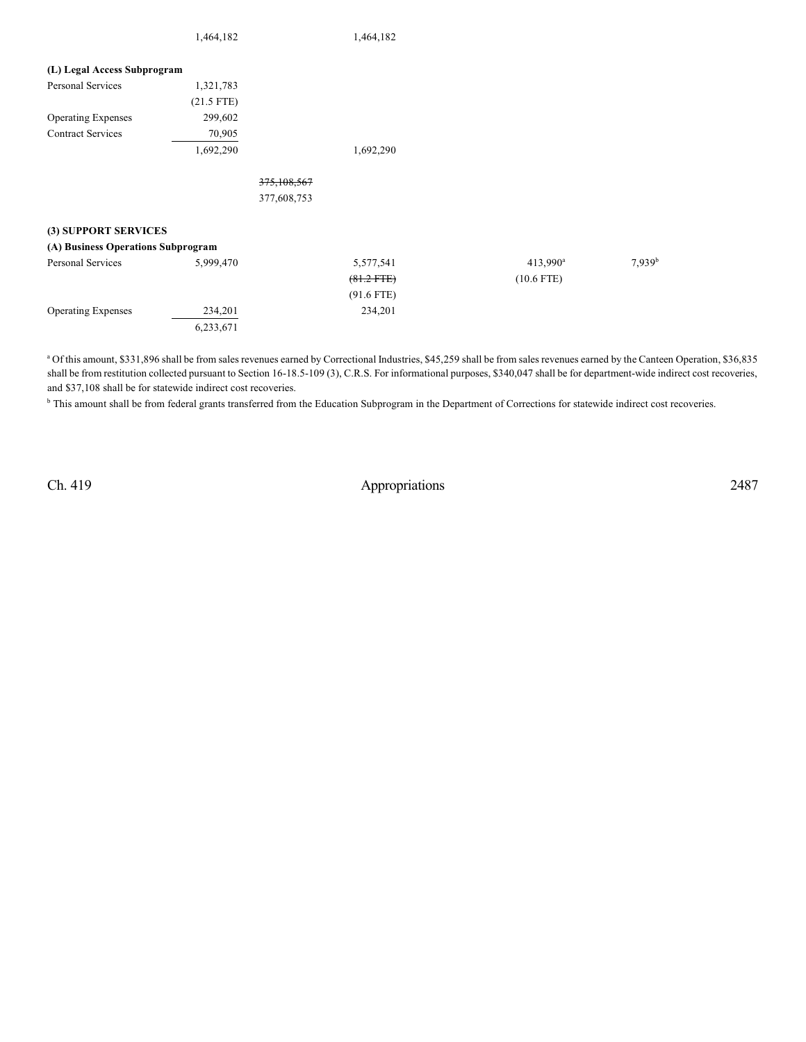| | | | | | | |
|---|---|---|---|---|---|---|
| | 1,464,182 | | 1,464,182 | | | |
| **(L) Legal Access Subprogram** | | | | | | |
| Personal Services | 1,321,783 | | | | | |
| | (21.5 FTE) | | | | | |
| Operating Expenses | 299,602 | | | | | |
| Contract Services | 70,905 | | | | | |
| | 1,692,290 | | 1,692,290 | | | |
| | | ~~375,108,567~~ | | | | |
| | | 377,608,753 | | | | |
| **(3) SUPPORT SERVICES** | | | | | | |
| **(A) Business Operations Subprogram** | | | | | | |
| Personal Services | 5,999,470 | | 5,577,541 | | 413,990[a] | 7,939[b] |
| | | | ~~(81.2 FTE)~~ | | (10.6 FTE) | |
| | | | (91.6 FTE) | | | |
| Operating Expenses | 234,201 | | 234,201 | | | |
| | 6,233,671 | | | | | |

[a] Of this amount, $331,896 shall be from sales revenues earned by Correctional Industries, $45,259 shall be from sales revenues earned by the Canteen Operation, $36,835 shall be from restitution collected pursuant to Section 16-18.5-109 (3), C.R.S. For informational purposes, $340,047 shall be for department-wide indirect cost recoveries, and $37,108 shall be for statewide indirect cost recoveries.

[b] This amount shall be from federal grants transferred from the Education Subprogram in the Department of Corrections for statewide indirect cost recoveries.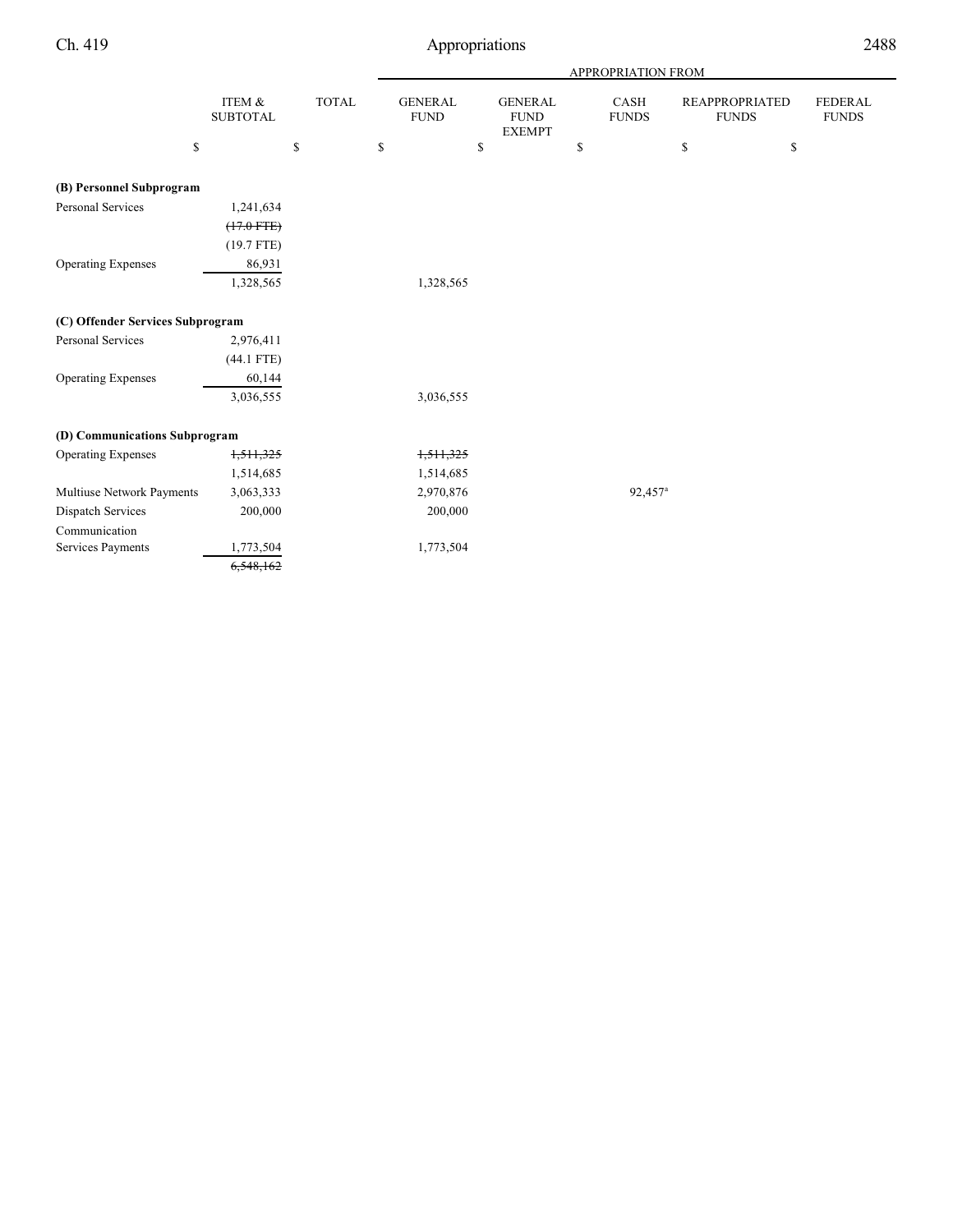| | ITEM & SUBTOTAL | TOTAL | APPROPRIATION FROM GENERAL FUND | GENERAL FUND EXEMPT | CASH FUNDS | REAPPROPRIATED FUNDS | FEDERAL FUNDS |
|---|---|---|---|---|---|---|---|
| | $ | $ | $ | $ | $ | $ | $ |
| **(B) Personnel Subprogram** | | | | | | | |
| Personal Services | 1,241,634 | | | | | | |
| | ~~(17.0 FTE)~~ | | | | | | |
| | (19.7 FTE) | | | | | | |
| Operating Expenses | 86,931 | | | | | | |
| | 1,328,565 | | 1,328,565 | | | | |
| **(C) Offender Services Subprogram** | | | | | | | |
| Personal Services | 2,976,411 | | | | | | |
| | (44.1 FTE) | | | | | | |
| Operating Expenses | 60,144 | | | | | | |
| | 3,036,555 | | 3,036,555 | | | | |
| **(D) Communications Subprogram** | | | | | | | |
| Operating Expenses | ~~1,511,325~~ | | ~~1,511,325~~ | | | | |
| | 1,514,685 | | 1,514,685 | | | | |
| Multiuse Network Payments | 3,063,333 | | 2,970,876 | | 92,457[a] | | |
| Dispatch Services | 200,000 | | 200,000 | | | | |
| Communication Services Payments | 1,773,504 | | 1,773,504 | | | | |
| | ~~6,548,162~~ | | | | | | |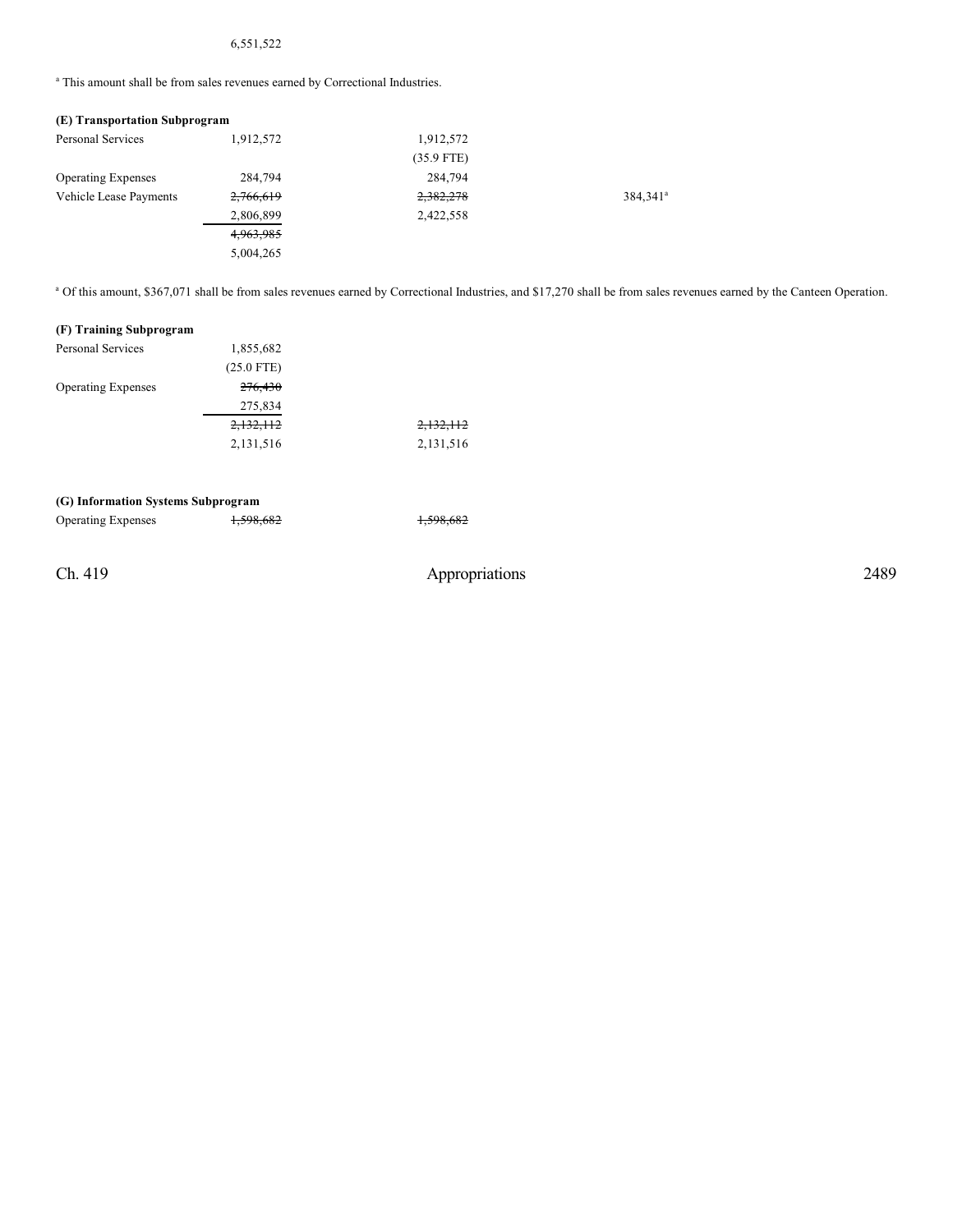6,551,522

[a] This amount shall be from sales revenues earned by Correctional Industries.

**(E) Transportation Subprogram**

| | | | |
|---|---|---|---|
| Personal Services | 1,912,572 | 1,912,572 | |
| | | (35.9 FTE) | |
| Operating Expenses | 284,794 | 284,794 | |
| Vehicle Lease Payments | ~~2,766,619~~ | ~~2,382,278~~ | 384,341[a] |
| | 2,806,899 | 2,422,558 | |
| | ~~4,963,985~~ | | |
| | 5,004,265 | | |

[a] Of this amount, $367,071 shall be from sales revenues earned by Correctional Industries, and $17,270 shall be from sales revenues earned by the Canteen Operation.

**(F) Training Subprogram**

| | | |
|---|---|---|
| Personal Services | 1,855,682 | |
| | (25.0 FTE) | |
| Operating Expenses | ~~276,430~~ | |
| | 275,834 | |
| | ~~2,132,112~~ | ~~2,132,112~~ |
| | 2,131,516 | 2,131,516 |

**(G) Information Systems Subprogram**

| | | |
|---|---|---|
| Operating Expenses | ~~1,598,682~~ | ~~1,598,682~~ |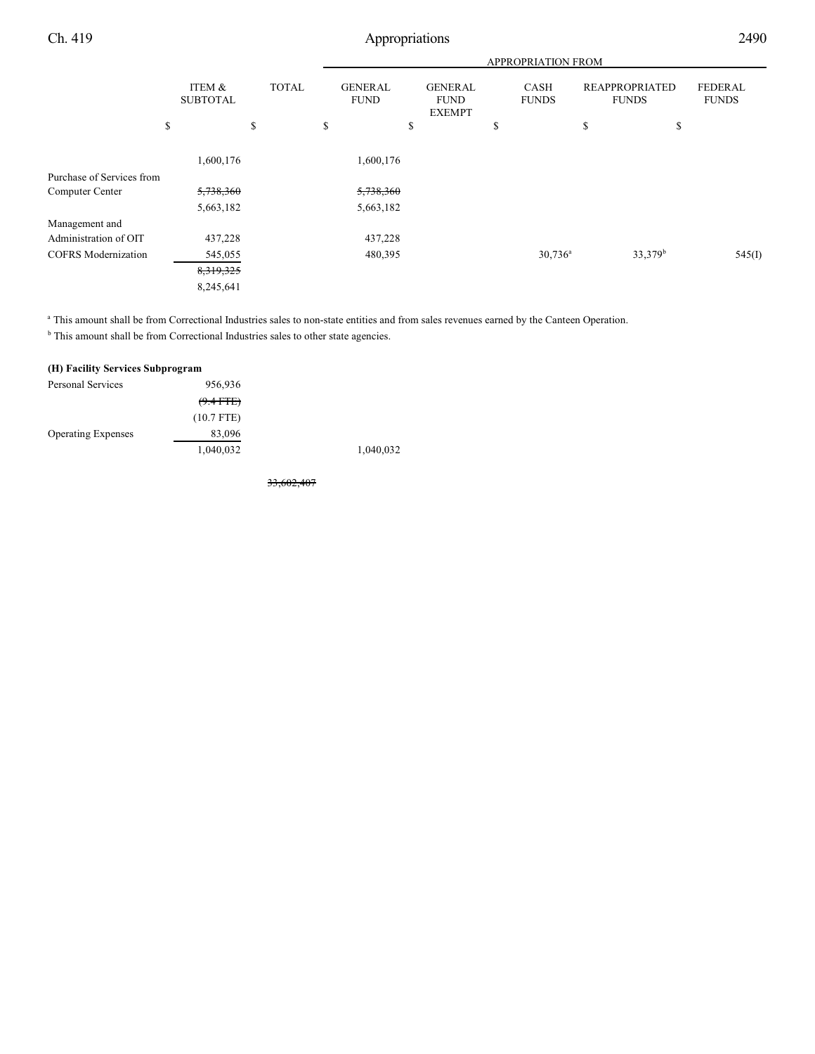| | ITEM & SUBTOTAL | TOTAL | APPROPRIATION FROM GENERAL FUND | GENERAL FUND EXEMPT | CASH FUNDS | REAPPROPRIATED FUNDS | FEDERAL FUNDS |
|---|---|---|---|---|---|---|---|
| | $ | $ | $ | $ | $ | $ | $ |
| | 1,600,176 | | 1,600,176 | | | | |
| Purchase of Services from Computer Center | ~~5,738,360~~ | | ~~5,738,360~~ | | | | |
| | 5,663,182 | | 5,663,182 | | | | |
| Management and Administration of OIT | 437,228 | | 437,228 | | | | |
| COFRS Modernization | 545,055 | | 480,395 | | 30,736[a] | 33,379[b] | 545(I) |
| | ~~8,319,325~~ | | | | | | |
| | 8,245,641 | | | | | | |

[a] This amount shall be from Correctional Industries sales to non-state entities and from sales revenues earned by the Canteen Operation.

[b] This amount shall be from Correctional Industries sales to other state agencies.

**(H) Facility Services Subprogram**

| | ITEM & SUBTOTAL | TOTAL | GENERAL FUND | GENERAL FUND EXEMPT | CASH FUNDS | REAPPROPRIATED FUNDS | FEDERAL FUNDS |
|---|---|---|---|---|---|---|---|
| Personal Services | 956,936 | | | | | | |
| | ~~(9.4 FTE)~~ | | | | | | |
| | (10.7 FTE) | | | | | | |
| Operating Expenses | 83,096 | | | | | | |
| | 1,040,032 | | 1,040,032 | | | | |
| | | ~~33,602,407~~ | | | | | |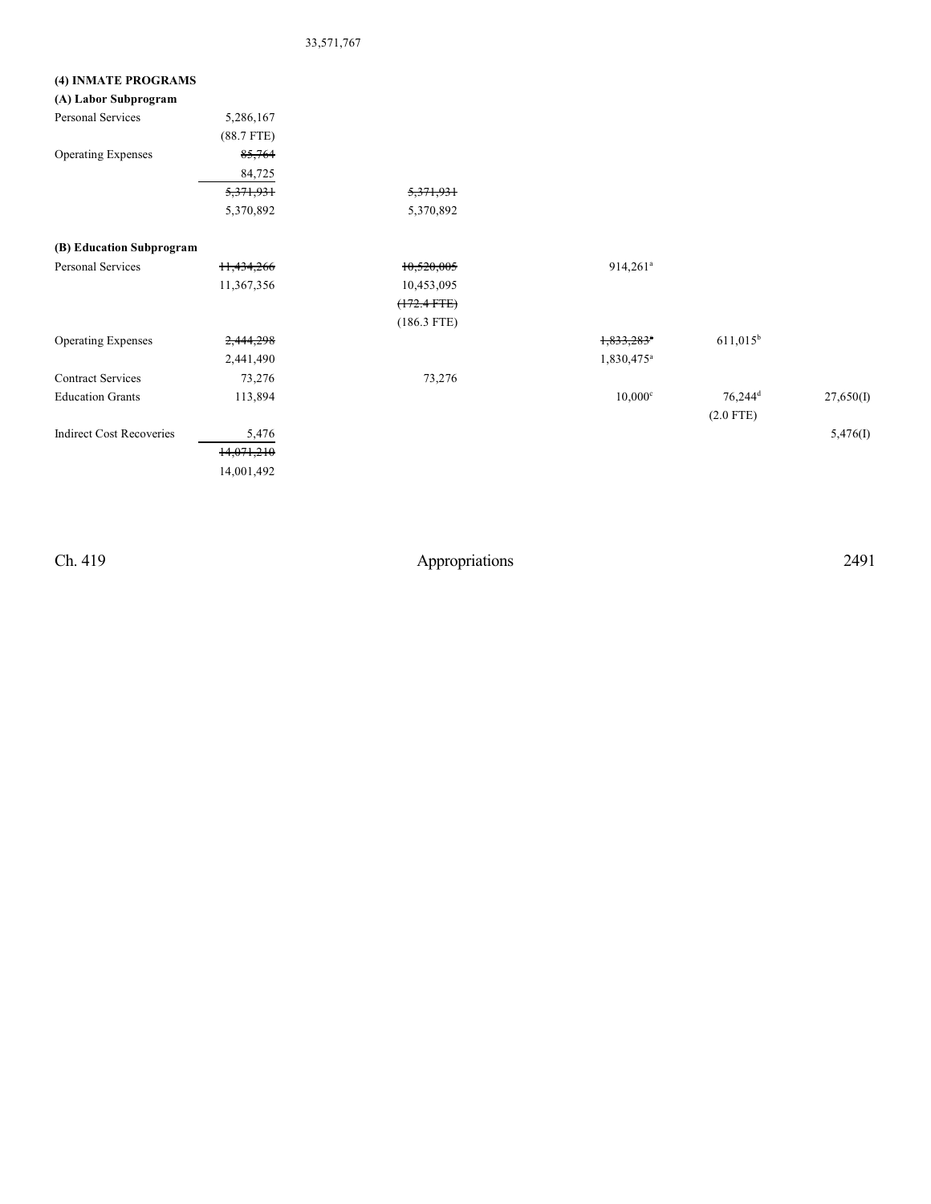| | | | | | |
|---|---|---|---|---|---|
| | | 33,571,767 | | | |

**(4) INMATE PROGRAMS**

**(A) Labor Subprogram**

| | Total | General Fund | Cash Funds | Cash Funds Exempt | Federal Funds |
|---|---|---|---|---|---|
| Personal Services | 5,286,167 | | | | |
| | (88.7 FTE) | | | | |
| Operating Expenses | ~~85,764~~ | | | | |
| | 84,725 | | | | |
| | ~~5,371,931~~ | ~~5,371,931~~ | | | |
| | 5,370,892 | 5,370,892 | | | |

**(B) Education Subprogram**

| | Total | General Fund | Cash Funds | Cash Funds Exempt | Federal Funds |
|---|---|---|---|---|---|
| Personal Services | ~~11,434,266~~ | ~~10,520,005~~ | 914,261[a] | | |
| | 11,367,356 | 10,453,095 | | | |
| | | ~~(172.4 FTE)~~ | | | |
| | | (186.3 FTE) | | | |
| Operating Expenses | ~~2,444,298~~ | | ~~1,833,283~~[a] | 611,015[b] | |
| | 2,441,490 | | 1,830,475[a] | | |
| Contract Services | 73,276 | 73,276 | | | |
| Education Grants | 113,894 | | 10,000[c] | 76,244[d] | 27,650(I) |
| | | | | (2.0 FTE) | |
| Indirect Cost Recoveries | 5,476 | | | | 5,476(I) |
| | ~~14,071,210~~ | | | | |
| | 14,001,492 | | | | |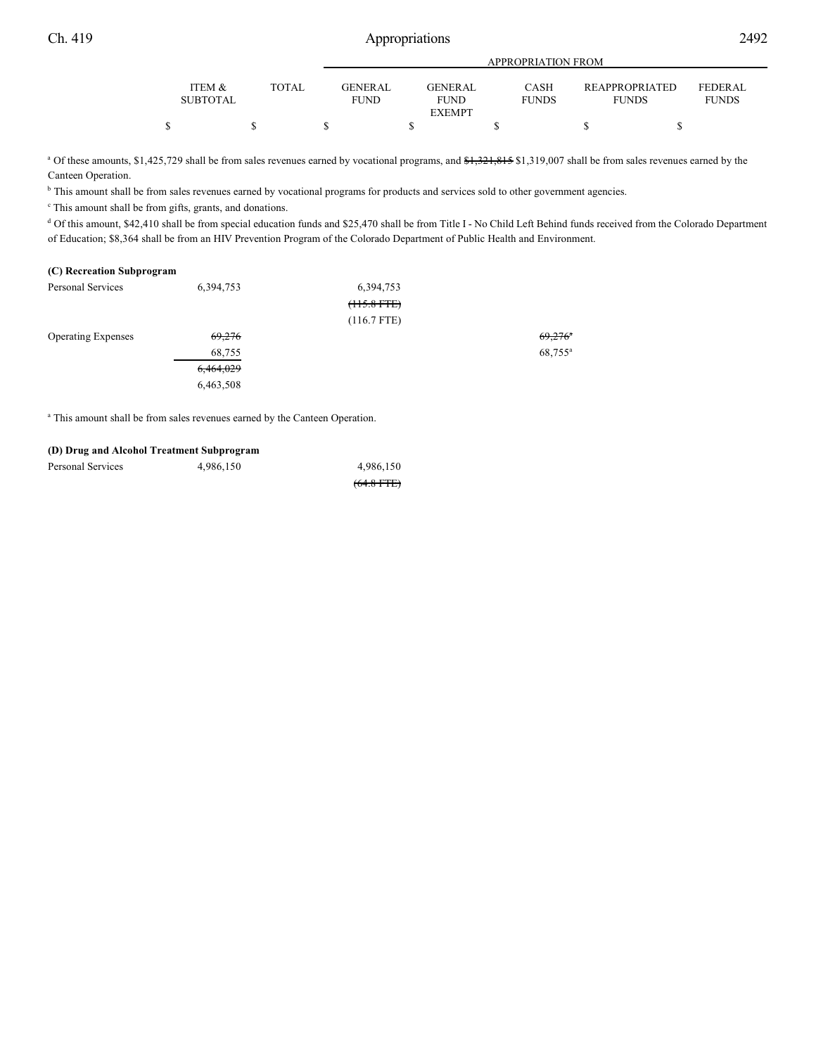| | ITEM & SUBTOTAL | TOTAL | GENERAL FUND | GENERAL FUND EXEMPT | CASH FUNDS | REAPPROPRIATED FUNDS | FEDERAL FUNDS |
|---|---|---|---|---|---|---|---|
| | $ | $ | $ | $ | $ | $ | $ |

[a] Of these amounts, $1,425,729 shall be from sales revenues earned by vocational programs, and ~~$1,321,815~~ $1,319,007 shall be from sales revenues earned by the Canteen Operation.

[b] This amount shall be from sales revenues earned by vocational programs for products and services sold to other government agencies.

[c] This amount shall be from gifts, grants, and donations.

[d] Of this amount, $42,410 shall be from special education funds and $25,470 shall be from Title I - No Child Left Behind funds received from the Colorado Department of Education; $8,364 shall be from an HIV Prevention Program of the Colorado Department of Public Health and Environment.

**(C) Recreation Subprogram**

| | ITEM & SUBTOTAL | TOTAL | GENERAL FUND | GENERAL FUND EXEMPT | CASH FUNDS | REAPPROPRIATED FUNDS | FEDERAL FUNDS |
|---|---|---|---|---|---|---|---|
| Personal Services | 6,394,753 | | 6,394,753 | | | | |
| | | | ~~(115.8 FTE)~~ | | | | |
| | | | (116.7 FTE) | | | | |
| Operating Expenses | ~~69,276~~ | | | | ~~69,276~~[a] | | |
| | 68,755 | | | | 68,755[a] | | |
| | ~~6,464,029~~ | | | | | | |
| | 6,463,508 | | | | | | |

[a] This amount shall be from sales revenues earned by the Canteen Operation.

**(D) Drug and Alcohol Treatment Subprogram**

| | ITEM & SUBTOTAL | TOTAL | GENERAL FUND | GENERAL FUND EXEMPT | CASH FUNDS | REAPPROPRIATED FUNDS | FEDERAL FUNDS |
|---|---|---|---|---|---|---|---|
| Personal Services | 4,986,150 | | 4,986,150 | | | | |
| | | | ~~(64.8 FTE)~~ | | | | |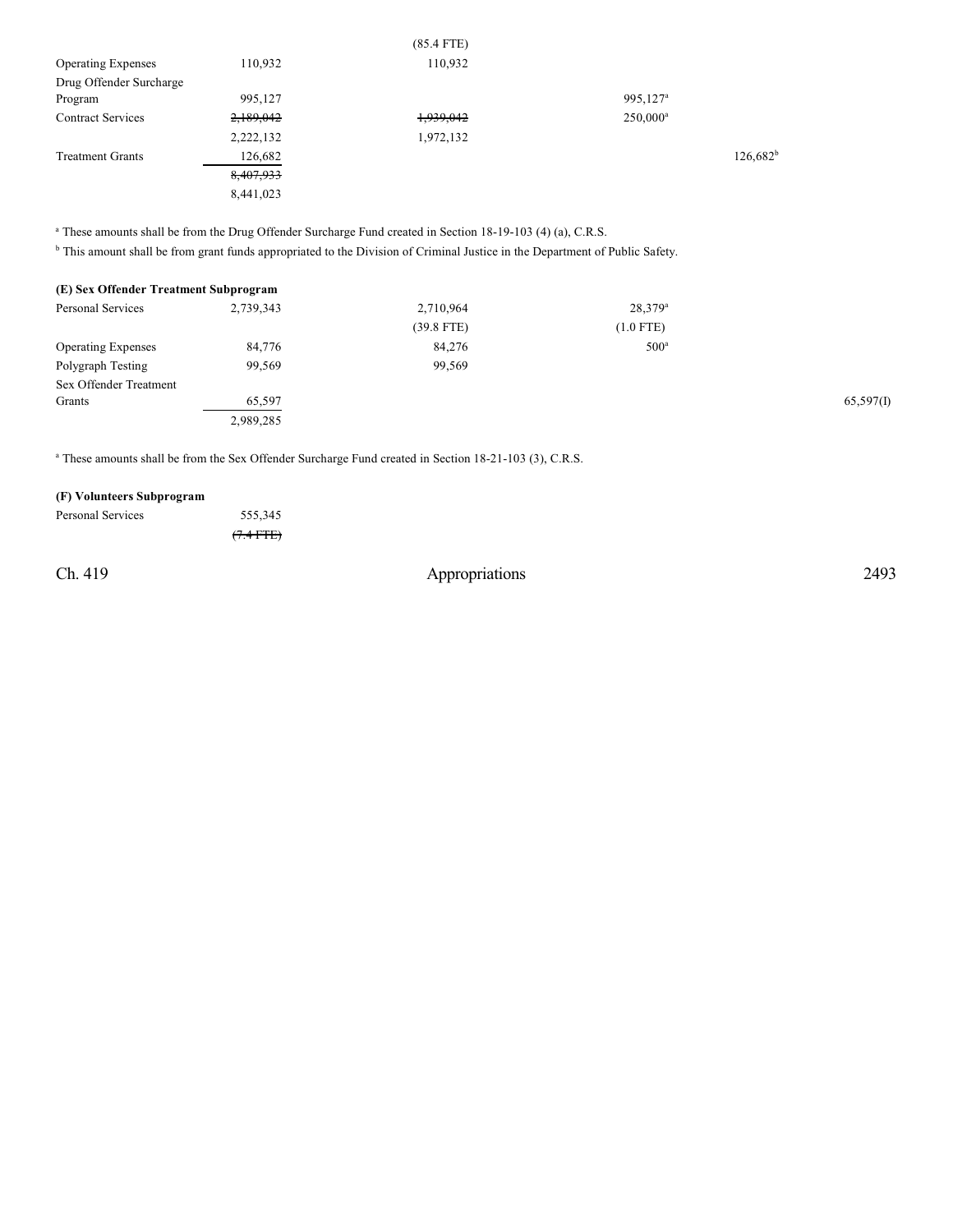| | | | | |
|---|---|---|---|---|
| | | (85.4 FTE) | | |
| Operating Expenses | 110,932 | 110,932 | | |
| Drug Offender Surcharge Program | 995,127 | | 995,127[a] | |
| Contract Services | ~~2,189,042~~ | ~~1,939,042~~ | 250,000[a] | |
| | 2,222,132 | 1,972,132 | | |
| Treatment Grants | 126,682 | | | 126,682[b] |
| | ~~8,407,933~~ | | | |
| | 8,441,023 | | | |

[a] These amounts shall be from the Drug Offender Surcharge Fund created in Section 18-19-103 (4) (a), C.R.S.

[b] This amount shall be from grant funds appropriated to the Division of Criminal Justice in the Department of Public Safety.

**(E) Sex Offender Treatment Subprogram**

| | | | | | |
|---|---|---|---|---|---|
| Personal Services | 2,739,343 | 2,710,964 | 28,379[a] | | |
| | | (39.8 FTE) | (1.0 FTE) | | |
| Operating Expenses | 84,776 | 84,276 | 500[a] | | |
| Polygraph Testing | 99,569 | 99,569 | | | |
| Sex Offender Treatment Grants | 65,597 | | | | 65,597(I) |
| | 2,989,285 | | | | |

[a] These amounts shall be from the Sex Offender Surcharge Fund created in Section 18-21-103 (3), C.R.S.

**(F) Volunteers Subprogram**

| | |
|---|---|
| Personal Services | 555,345 |
| | ~~(7.4 FTE)~~ |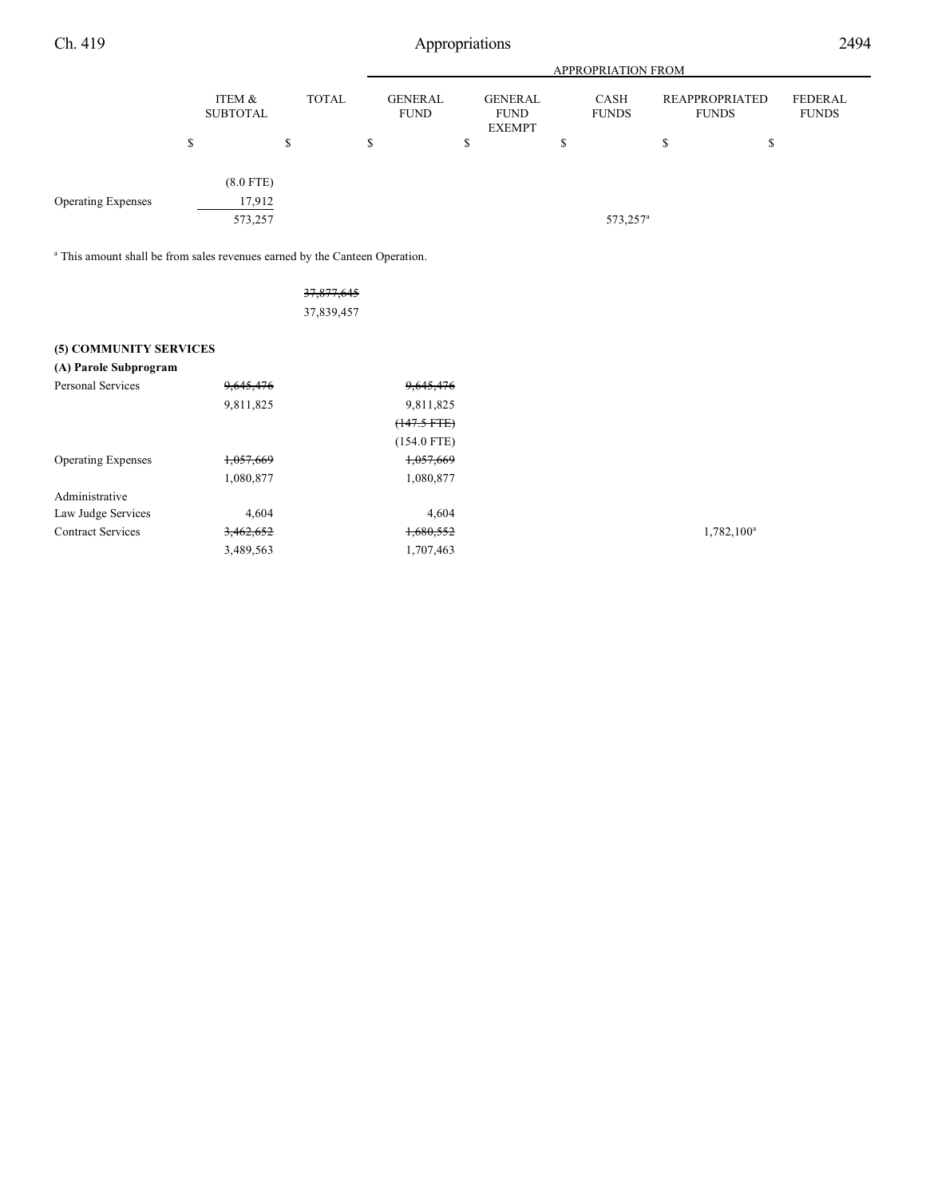| | ITEM & SUBTOTAL | TOTAL | APPROPRIATION FROM GENERAL FUND | GENERAL FUND EXEMPT | CASH FUNDS | REAPPROPRIATED FUNDS | FEDERAL FUNDS |
|---|---|---|---|---|---|---|---|
| | $ | $ | $ | $ | $ | $ | $ |
| | (8.0 FTE) | | | | | | |
| Operating Expenses | 17,912 | | | | | | |
| | 573,257 | | | | 573,257[a] | | |

[a] This amount shall be from sales revenues earned by the Canteen Operation.

| | ITEM & SUBTOTAL | TOTAL | GENERAL FUND | GENERAL FUND EXEMPT | CASH FUNDS | REAPPROPRIATED FUNDS | FEDERAL FUNDS |
|---|---|---|---|---|---|---|---|
| | | ~~37,877,645~~ | | | | | |
| | | 37,839,457 | | | | | |
| **(5) COMMUNITY SERVICES** | | | | | | | |
| **(A) Parole Subprogram** | | | | | | | |
| Personal Services | ~~9,645,476~~ | | ~~9,645,476~~ | | | | |
| | 9,811,825 | | 9,811,825 | | | | |
| | | | ~~(147.5 FTE)~~ | | | | |
| | | | (154.0 FTE) | | | | |
| Operating Expenses | ~~1,057,669~~ | | ~~1,057,669~~ | | | | |
| | 1,080,877 | | 1,080,877 | | | | |
| Administrative Law Judge Services | 4,604 | | 4,604 | | | | |
| Contract Services | ~~3,462,652~~ | | ~~1,680,552~~ | | | 1,782,100[a] | |
| | 3,489,563 | | 1,707,463 | | | | |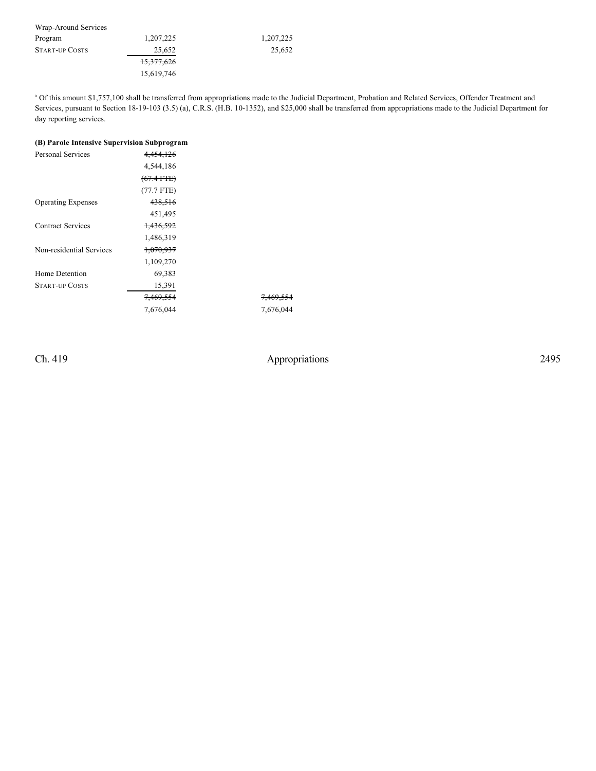| | | |
|---|---|---|
| Wrap-Around Services Program | 1,207,225 | 1,207,225 |
| START-UP COSTS | 25,652 | 25,652 |
| | ~~15,377,626~~ | |
| | 15,619,746 | |

[a] Of this amount $1,757,100 shall be transferred from appropriations made to the Judicial Department, Probation and Related Services, Offender Treatment and Services, pursuant to Section 18-19-103 (3.5) (a), C.R.S. (H.B. 10-1352), and $25,000 shall be transferred from appropriations made to the Judicial Department for day reporting services.

**(B) Parole Intensive Supervision Subprogram**

| | | |
|---|---|---|
| Personal Services | ~~4,454,126~~ | |
| | 4,544,186 | |
| | ~~(67.4 FTE)~~ | |
| | (77.7 FTE) | |
| Operating Expenses | ~~438,516~~ | |
| | 451,495 | |
| Contract Services | ~~1,436,592~~ | |
| | 1,486,319 | |
| Non-residential Services | ~~1,070,937~~ | |
| | 1,109,270 | |
| Home Detention | 69,383 | |
| START-UP COSTS | 15,391 | |
| | ~~7,469,554~~ | ~~7,469,554~~ |
| | 7,676,044 | 7,676,044 |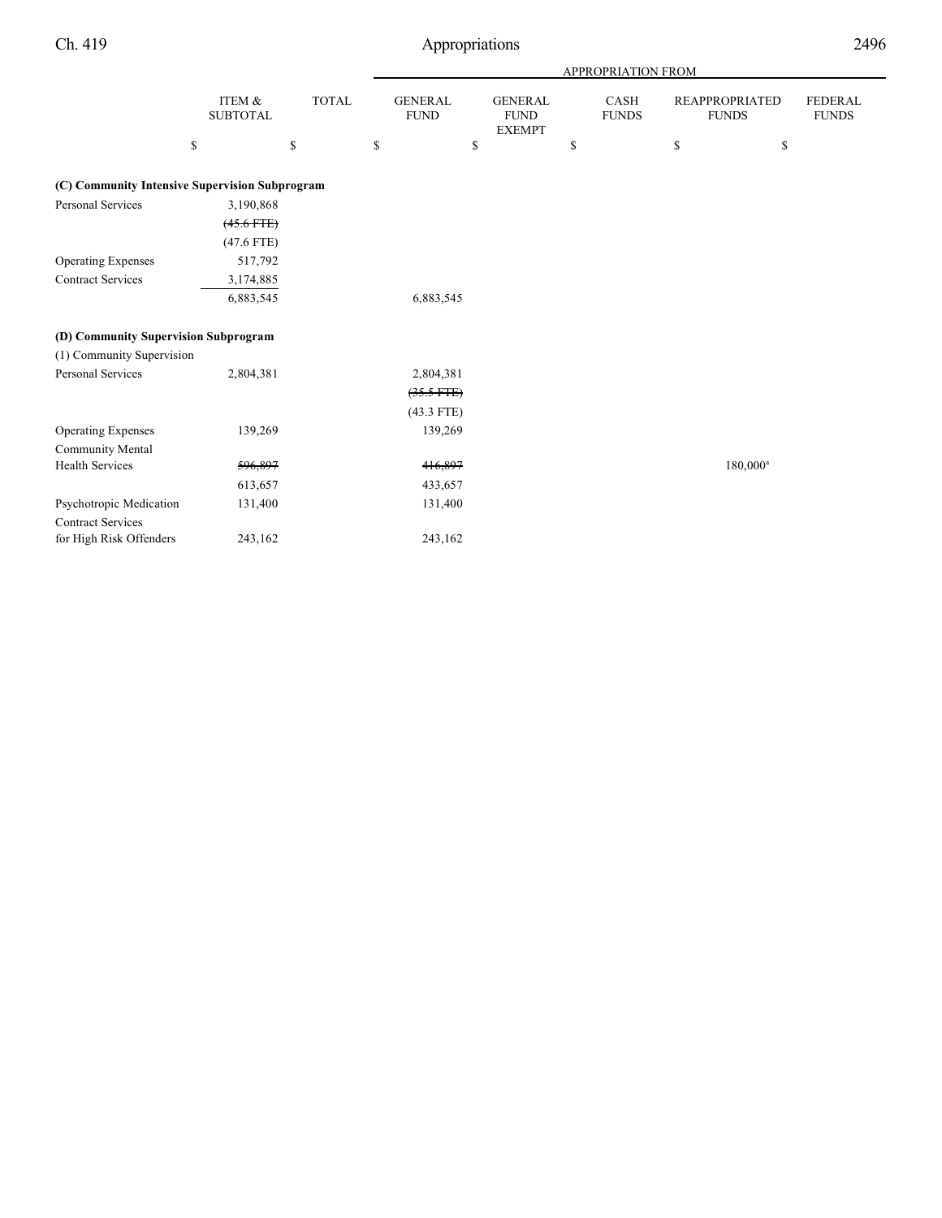| | ITEM & SUBTOTAL | TOTAL | APPROPRIATION FROM | | | | |
|---|---|---|---|---|---|---|---|
| | | | GENERAL FUND | GENERAL FUND EXEMPT | CASH FUNDS | REAPPROPRIATED FUNDS | FEDERAL FUNDS |
| | $ | $ | $ | $ | $ | $ | $ |
| **(C) Community Intensive Supervision Subprogram** | | | | | | | |
| Personal Services | 3,190,868 | | | | | | |
| | ~~(45.6 FTE)~~ | | | | | | |
| | (47.6 FTE) | | | | | | |
| Operating Expenses | 517,792 | | | | | | |
| Contract Services | 3,174,885 | | | | | | |
| | 6,883,545 | | 6,883,545 | | | | |
| **(D) Community Supervision Subprogram** | | | | | | | |
| (1) Community Supervision | | | | | | | |
| Personal Services | 2,804,381 | | 2,804,381 | | | | |
| | | | ~~(35.5 FTE)~~ | | | | |
| | | | (43.3 FTE) | | | | |
| Operating Expenses | 139,269 | | 139,269 | | | | |
| Community Mental Health Services | ~~596,897~~ | | ~~416,897~~ | | | 180,000[a] | |
| | 613,657 | | 433,657 | | | | |
| Psychotropic Medication | 131,400 | | 131,400 | | | | |
| Contract Services for High Risk Offenders | 243,162 | | 243,162 | | | | |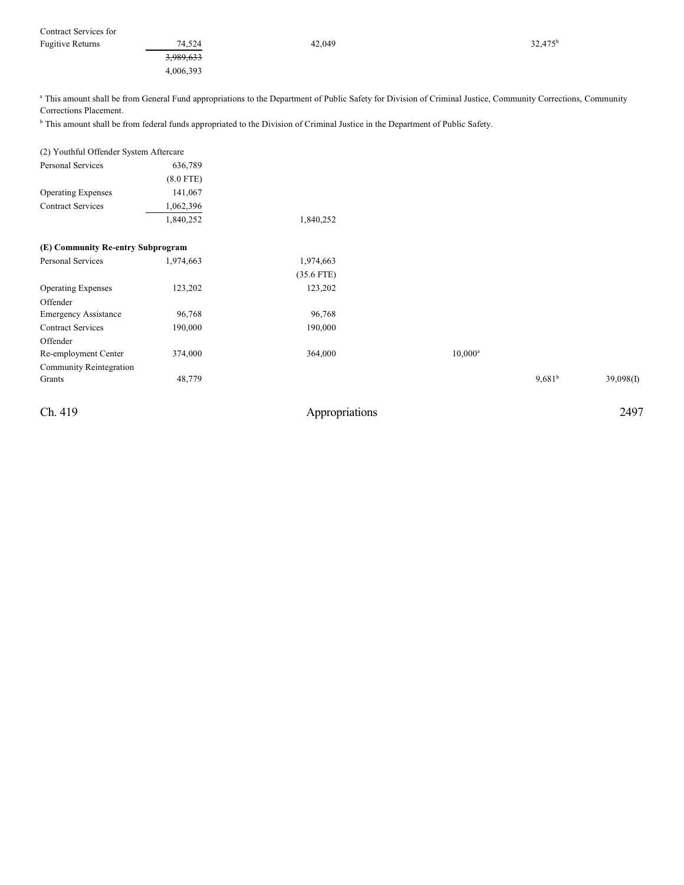| | | | | | |
|---|---|---|---|---|---|
| Contract Services for Fugitive Returns | 74,524 | 42,049 | | 32,475[b] | |
| | ~~3,989,633~~ | | | | |
| | 4,006,393 | | | | |

[a] This amount shall be from General Fund appropriations to the Department of Public Safety for Division of Criminal Justice, Community Corrections, Community Corrections Placement.

[b] This amount shall be from federal funds appropriated to the Division of Criminal Justice in the Department of Public Safety.

| | | | | | |
|---|---|---|---|---|---|
| (2) Youthful Offender System Aftercare | | | | | |
| Personal Services | 636,789 | | | | |
| | (8.0 FTE) | | | | |
| Operating Expenses | 141,067 | | | | |
| Contract Services | 1,062,396 | | | | |
| | 1,840,252 | 1,840,252 | | | |

| | | | | | |
|---|---|---|---|---|---|
| **(E) Community Re-entry Subprogram** | | | | | |
| Personal Services | 1,974,663 | 1,974,663 | | | |
| | | (35.6 FTE) | | | |
| Operating Expenses | 123,202 | 123,202 | | | |
| Offender Emergency Assistance | 96,768 | 96,768 | | | |
| Contract Services | 190,000 | 190,000 | | | |
| Offender Re-employment Center | 374,000 | 364,000 | 10,000[a] | | |
| Community Reintegration Grants | 48,779 | | | 9,681[b] | 39,098(I) |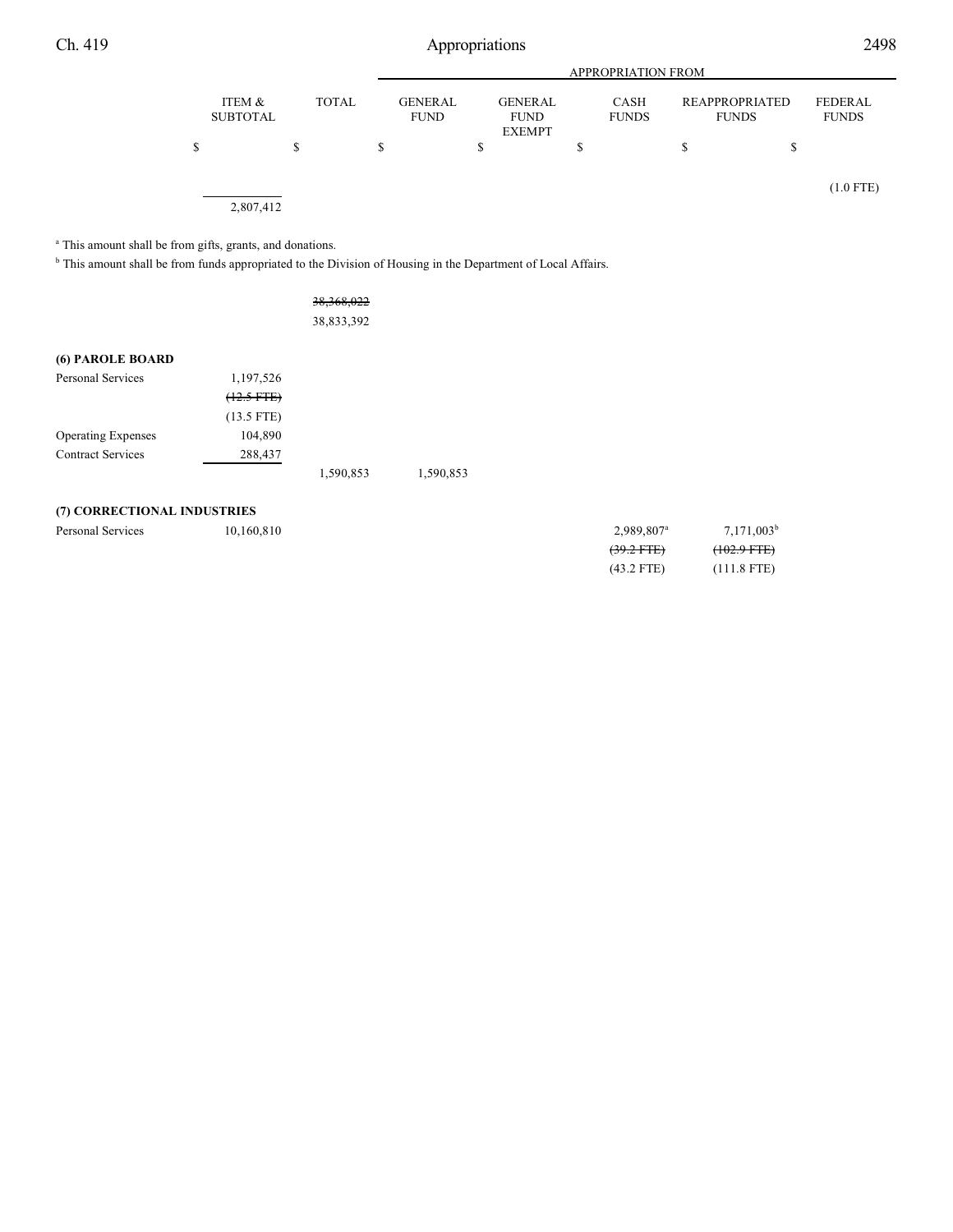| | ITEM & SUBTOTAL | TOTAL | GENERAL FUND | GENERAL FUND EXEMPT | CASH FUNDS | REAPPROPRIATED FUNDS | FEDERAL FUNDS |
|---|---|---|---|---|---|---|---|
| | | | APPROPRIATION FROM | | | | |
| | $ | $ | $ | $ | $ | $ | $ |
| | | | | | | | (1.0 FTE) |
| | 2,807,412 | | | | | | |

[a] This amount shall be from gifts, grants, and donations.

[b] This amount shall be from funds appropriated to the Division of Housing in the Department of Local Affairs.

| | ITEM & SUBTOTAL | TOTAL | GENERAL FUND | GENERAL FUND EXEMPT | CASH FUNDS | REAPPROPRIATED FUNDS | FEDERAL FUNDS |
|---|---|---|---|---|---|---|---|
| | | ~~38,368,022~~ | | | | | |
| | | 38,833,392 | | | | | |
| **(6) PAROLE BOARD** | | | | | | | |
| Personal Services | 1,197,526 | | | | | | |
| | ~~(12.5 FTE)~~ | | | | | | |
| | (13.5 FTE) | | | | | | |
| Operating Expenses | 104,890 | | | | | | |
| Contract Services | 288,437 | | | | | | |
| | | 1,590,853 | 1,590,853 | | | | |
| **(7) CORRECTIONAL INDUSTRIES** | | | | | | | |
| Personal Services | 10,160,810 | | | | 2,989,807[a] | 7,171,003[b] | |
| | | | | | ~~(39.2 FTE)~~ | ~~(102.9 FTE)~~ | |
| | | | | | (43.2 FTE) | (111.8 FTE) | |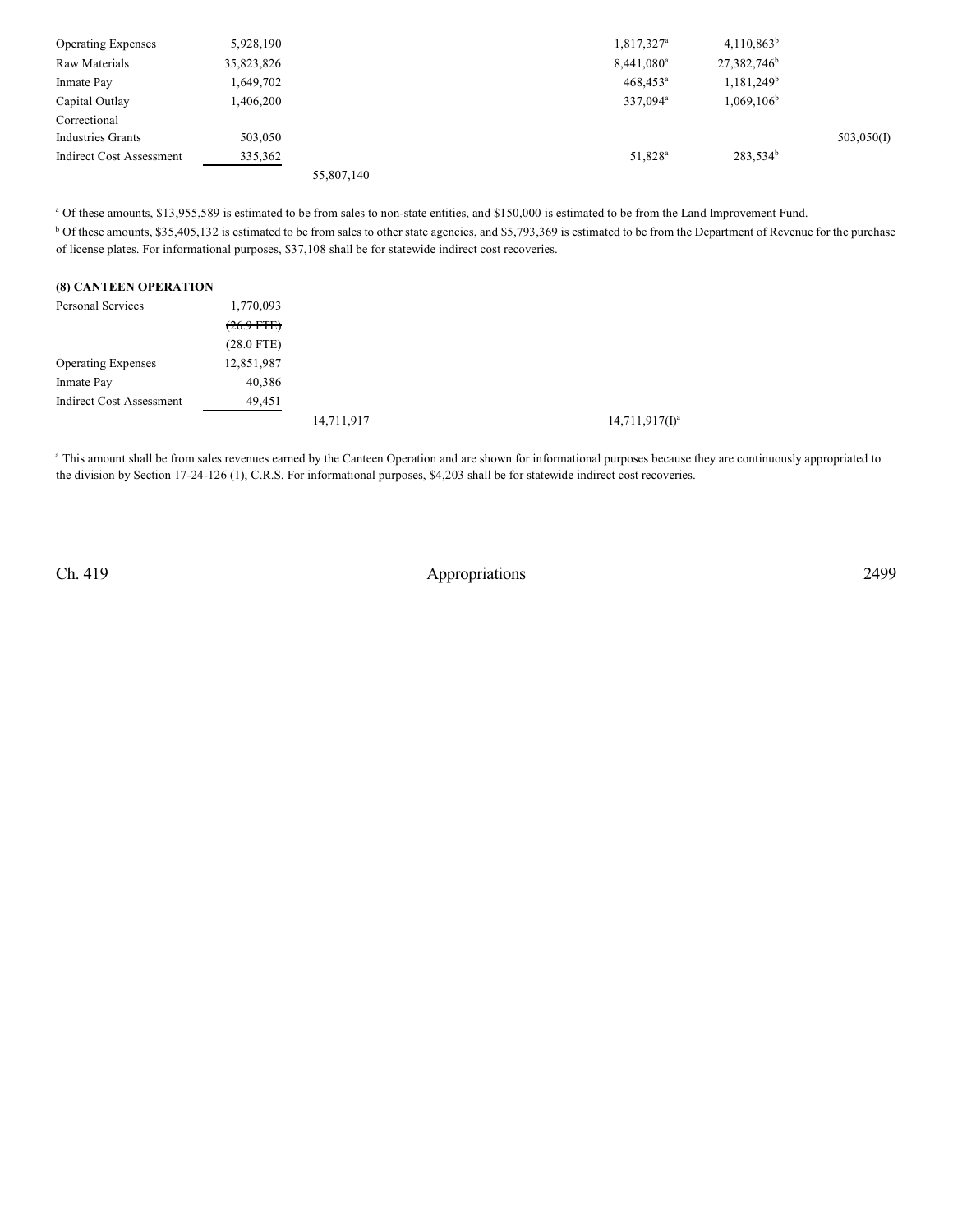| | | | | | | |
|---|---|---|---|---|---|---|
| Operating Expenses | 5,928,190 | | | 1,817,327[a] | 4,110,863[b] | |
| Raw Materials | 35,823,826 | | | 8,441,080[a] | 27,382,746[b] | |
| Inmate Pay | 1,649,702 | | | 468,453[a] | 1,181,249[b] | |
| Capital Outlay | 1,406,200 | | | 337,094[a] | 1,069,106[b] | |
| Correctional Industries Grants | 503,050 | | | | | 503,050(I) |
| Indirect Cost Assessment | 335,362 | | | 51,828[a] | 283,534[b] | |
| | | 55,807,140 | | | | |

[a] Of these amounts, $13,955,589 is estimated to be from sales to non-state entities, and $150,000 is estimated to be from the Land Improvement Fund.

[b] Of these amounts, $35,405,132 is estimated to be from sales to other state agencies, and $5,793,369 is estimated to be from the Department of Revenue for the purchase of license plates. For informational purposes, $37,108 shall be for statewide indirect cost recoveries.

**(8) CANTEEN OPERATION**

| | | | | |
|---|---|---|---|---|
| Personal Services | 1,770,093 | | | |
| | ~~(26.9 FTE)~~ | | | |
| | (28.0 FTE) | | | |
| Operating Expenses | 12,851,987 | | | |
| Inmate Pay | 40,386 | | | |
| Indirect Cost Assessment | 49,451 | | | |
| | | 14,711,917 | | 14,711,917(I)[a] |

[a] This amount shall be from sales revenues earned by the Canteen Operation and are shown for informational purposes because they are continuously appropriated to the division by Section 17-24-126 (1), C.R.S. For informational purposes, $4,203 shall be for statewide indirect cost recoveries.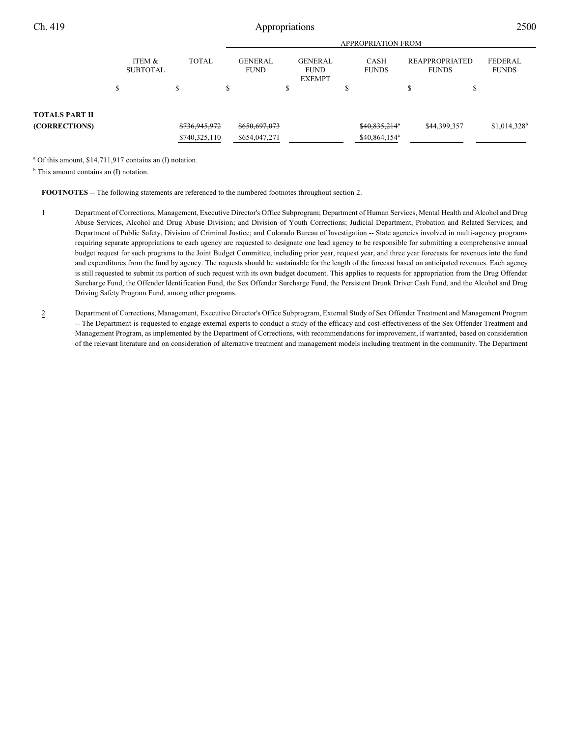| | ITEM & SUBTOTAL | TOTAL | APPROPRIATION FROM GENERAL FUND | GENERAL FUND EXEMPT | CASH FUNDS | REAPPROPRIATED FUNDS | FEDERAL FUNDS |
|---|---|---|---|---|---|---|---|
| | $ | $ | $ | $ | $ | $ | $ |
| **TOTALS PART II (CORRECTIONS)** | | ~~$736,945,972~~ $740,325,110 | ~~$650,697,073~~ $654,047,271 | | ~~$40,835,214[a]~~ $40,864,154[a] | $44,399,357 | $1,014,328[b] |

[a] Of this amount, $14,711,917 contains an (I) notation.

[b] This amount contains an (I) notation.

**FOOTNOTES** -- The following statements are referenced to the numbered footnotes throughout section 2.

1 Department of Corrections, Management, Executive Director's Office Subprogram; Department of Human Services, Mental Health and Alcohol and Drug Abuse Services, Alcohol and Drug Abuse Division; and Division of Youth Corrections; Judicial Department, Probation and Related Services; and Department of Public Safety, Division of Criminal Justice; and Colorado Bureau of Investigation -- State agencies involved in multi-agency programs requiring separate appropriations to each agency are requested to designate one lead agency to be responsible for submitting a comprehensive annual budget request for such programs to the Joint Budget Committee, including prior year, request year, and three year forecasts for revenues into the fund and expenditures from the fund by agency. The requests should be sustainable for the length of the forecast based on anticipated revenues. Each agency is still requested to submit its portion of such request with its own budget document. This applies to requests for appropriation from the Drug Offender Surcharge Fund, the Offender Identification Fund, the Sex Offender Surcharge Fund, the Persistent Drunk Driver Cash Fund, and the Alcohol and Drug Driving Safety Program Fund, among other programs.

2 Department of Corrections, Management, Executive Director's Office Subprogram, External Study of Sex Offender Treatment and Management Program -- The Department is requested to engage external experts to conduct a study of the efficacy and cost-effectiveness of the Sex Offender Treatment and Management Program, as implemented by the Department of Corrections, with recommendations for improvement, if warranted, based on consideration of the relevant literature and on consideration of alternative treatment and management models including treatment in the community. The Department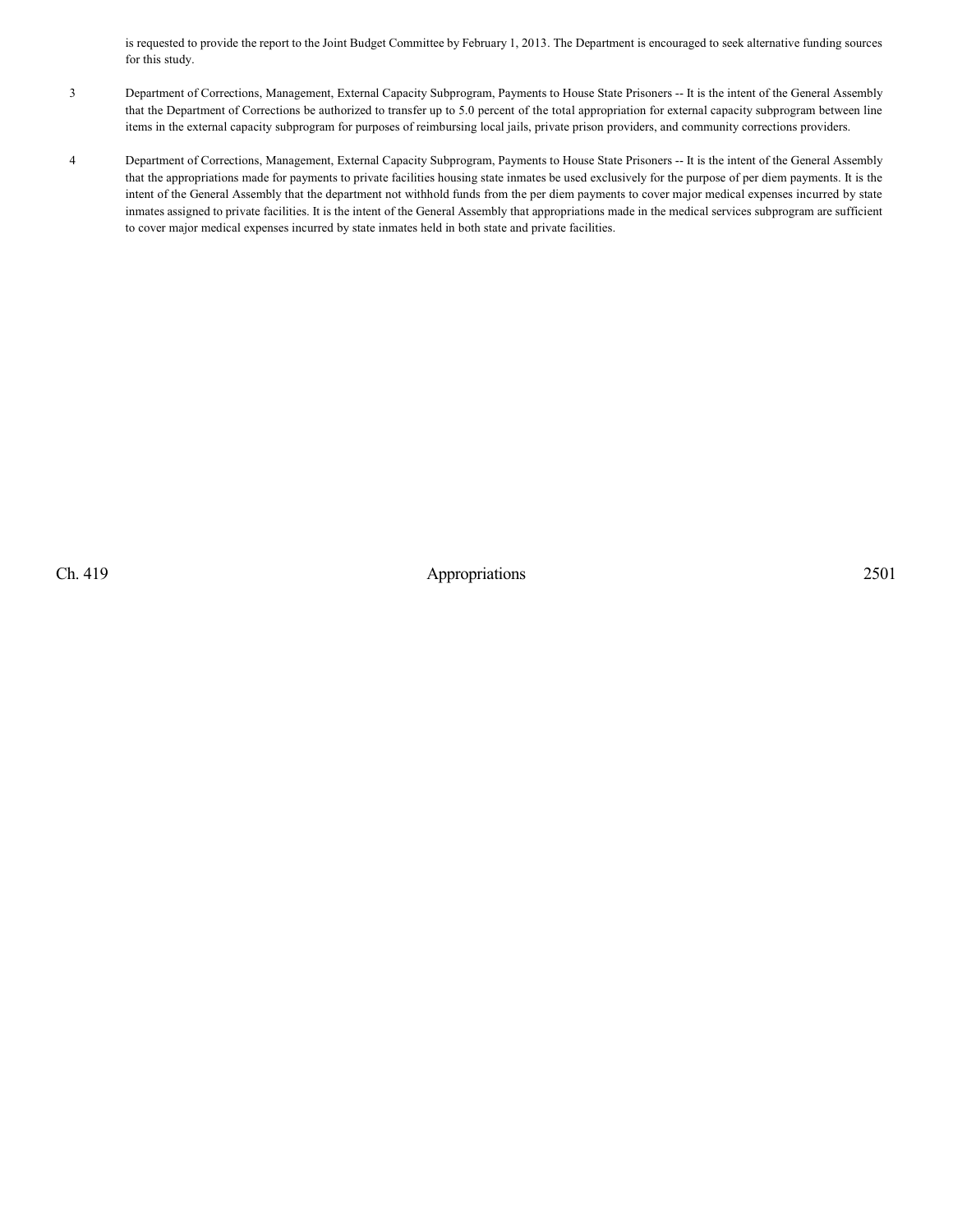is requested to provide the report to the Joint Budget Committee by February 1, 2013. The Department is encouraged to seek alternative funding sources for this study.

3 Department of Corrections, Management, External Capacity Subprogram, Payments to House State Prisoners -- It is the intent of the General Assembly that the Department of Corrections be authorized to transfer up to 5.0 percent of the total appropriation for external capacity subprogram between line items in the external capacity subprogram for purposes of reimbursing local jails, private prison providers, and community corrections providers.

4 Department of Corrections, Management, External Capacity Subprogram, Payments to House State Prisoners -- It is the intent of the General Assembly that the appropriations made for payments to private facilities housing state inmates be used exclusively for the purpose of per diem payments. It is the intent of the General Assembly that the department not withhold funds from the per diem payments to cover major medical expenses incurred by state inmates assigned to private facilities. It is the intent of the General Assembly that appropriations made in the medical services subprogram are sufficient to cover major medical expenses incurred by state inmates held in both state and private facilities.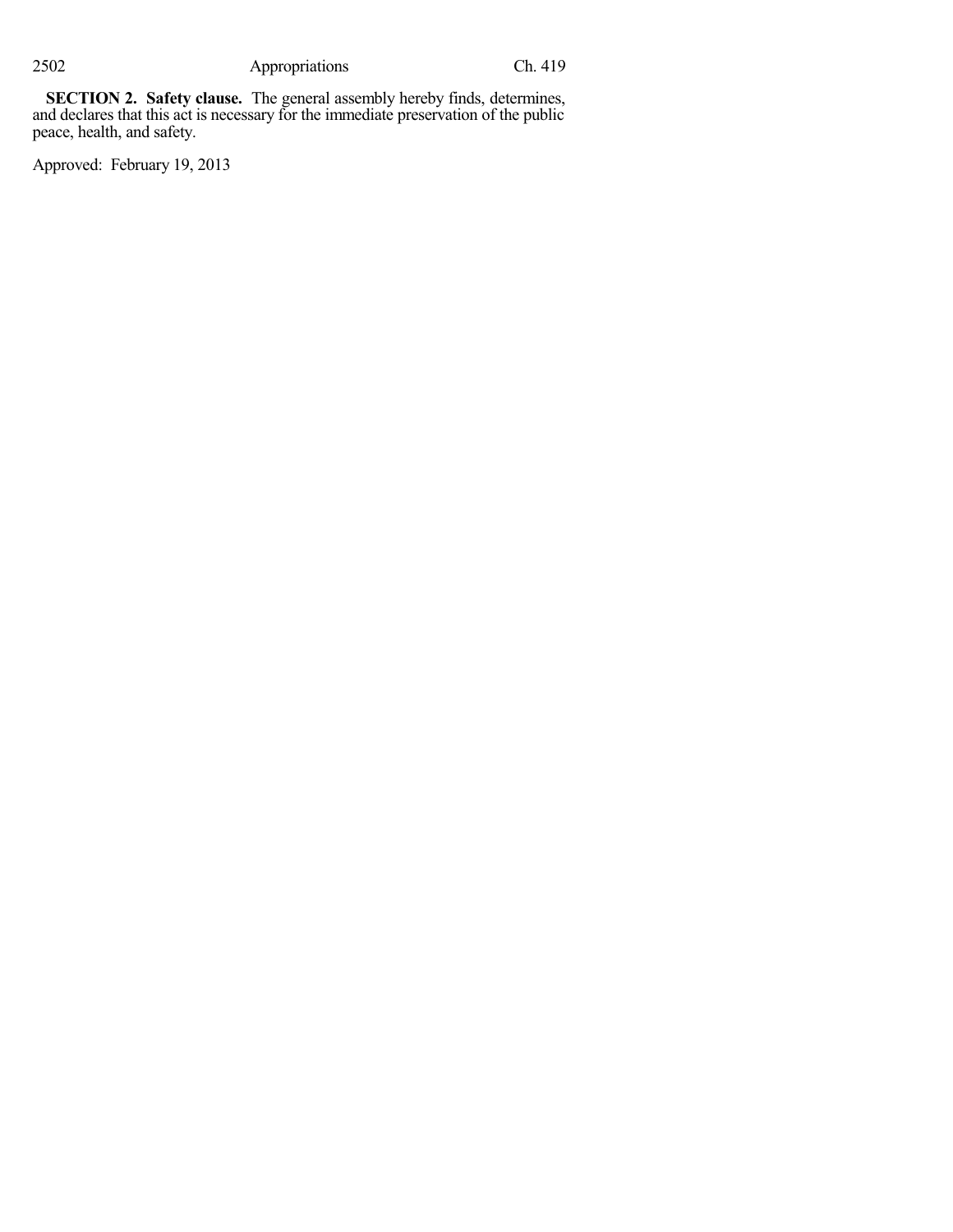**SECTION 2. Safety clause.** The general assembly hereby finds, determines, and declares that this act is necessary for the immediate preservation of the public peace, health, and safety.

Approved: February 19, 2013